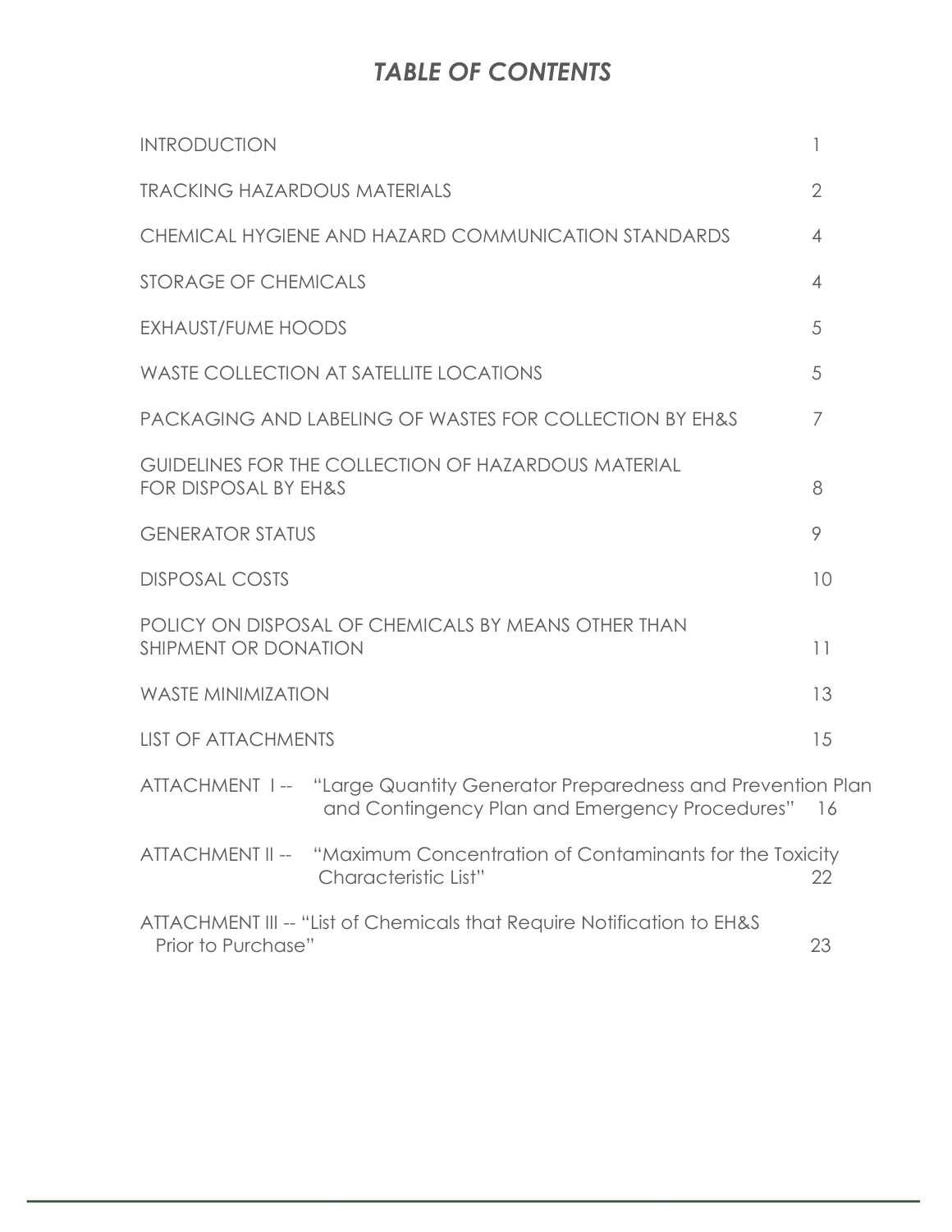# *TABLE OF CONTENTS*

| | |
|---|---|
| INTRODUCTION | 1 |
| TRACKING HAZARDOUS MATERIALS | 2 |
| CHEMICAL HYGIENE AND HAZARD COMMUNICATION STANDARDS | 4 |
| STORAGE OF CHEMICALS | 4 |
| EXHAUST/FUME HOODS | 5 |
| WASTE COLLECTION AT SATELLITE LOCATIONS | 5 |
| PACKAGING AND LABELING OF WASTES FOR COLLECTION BY EH&S | 7 |
| GUIDELINES FOR THE COLLECTION OF HAZARDOUS MATERIAL FOR DISPOSAL BY EH&S | 8 |
| GENERATOR STATUS | 9 |
| DISPOSAL COSTS | 10 |
| POLICY ON DISPOSAL OF CHEMICALS BY MEANS OTHER THAN SHIPMENT OR DONATION | 11 |
| WASTE MINIMIZATION | 13 |
| LIST OF ATTACHMENTS | 15 |
| ATTACHMENT I -- "Large Quantity Generator Preparedness and Prevention Plan and Contingency Plan and Emergency Procedures" | 16 |
| ATTACHMENT II -- "Maximum Concentration of Contaminants for the Toxicity Characteristic List" | 22 |
| ATTACHMENT III -- "List of Chemicals that Require Notification to EH&S Prior to Purchase" | 23 |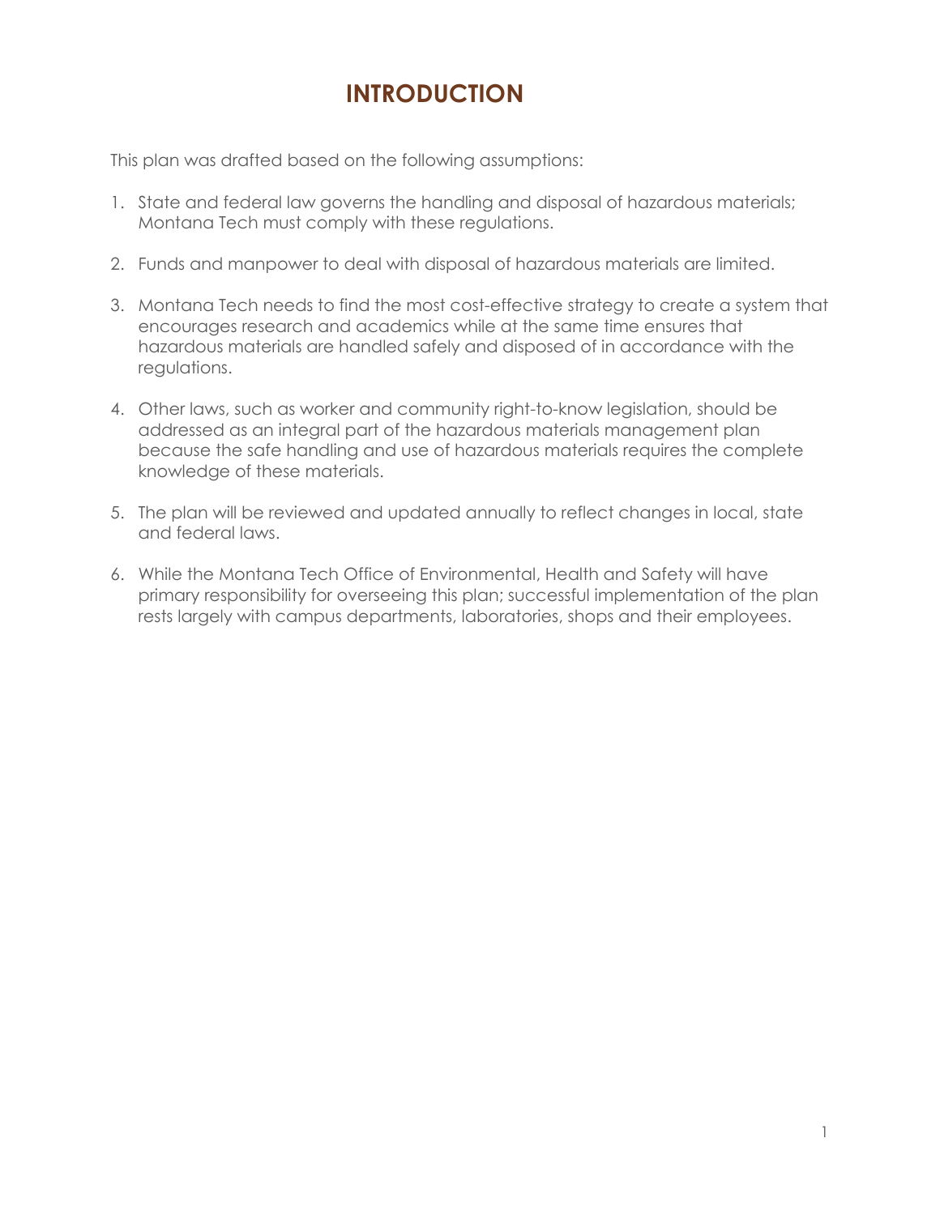# INTRODUCTION

This plan was drafted based on the following assumptions:

1. State and federal law governs the handling and disposal of hazardous materials; Montana Tech must comply with these regulations.
2. Funds and manpower to deal with disposal of hazardous materials are limited.
3. Montana Tech needs to find the most cost-effective strategy to create a system that encourages research and academics while at the same time ensures that hazardous materials are handled safely and disposed of in accordance with the regulations.
4. Other laws, such as worker and community right-to-know legislation, should be addressed as an integral part of the hazardous materials management plan because the safe handling and use of hazardous materials requires the complete knowledge of these materials.
5. The plan will be reviewed and updated annually to reflect changes in local, state and federal laws.
6. While the Montana Tech Office of Environmental, Health and Safety will have primary responsibility for overseeing this plan; successful implementation of the plan rests largely with campus departments, laboratories, shops and their employees.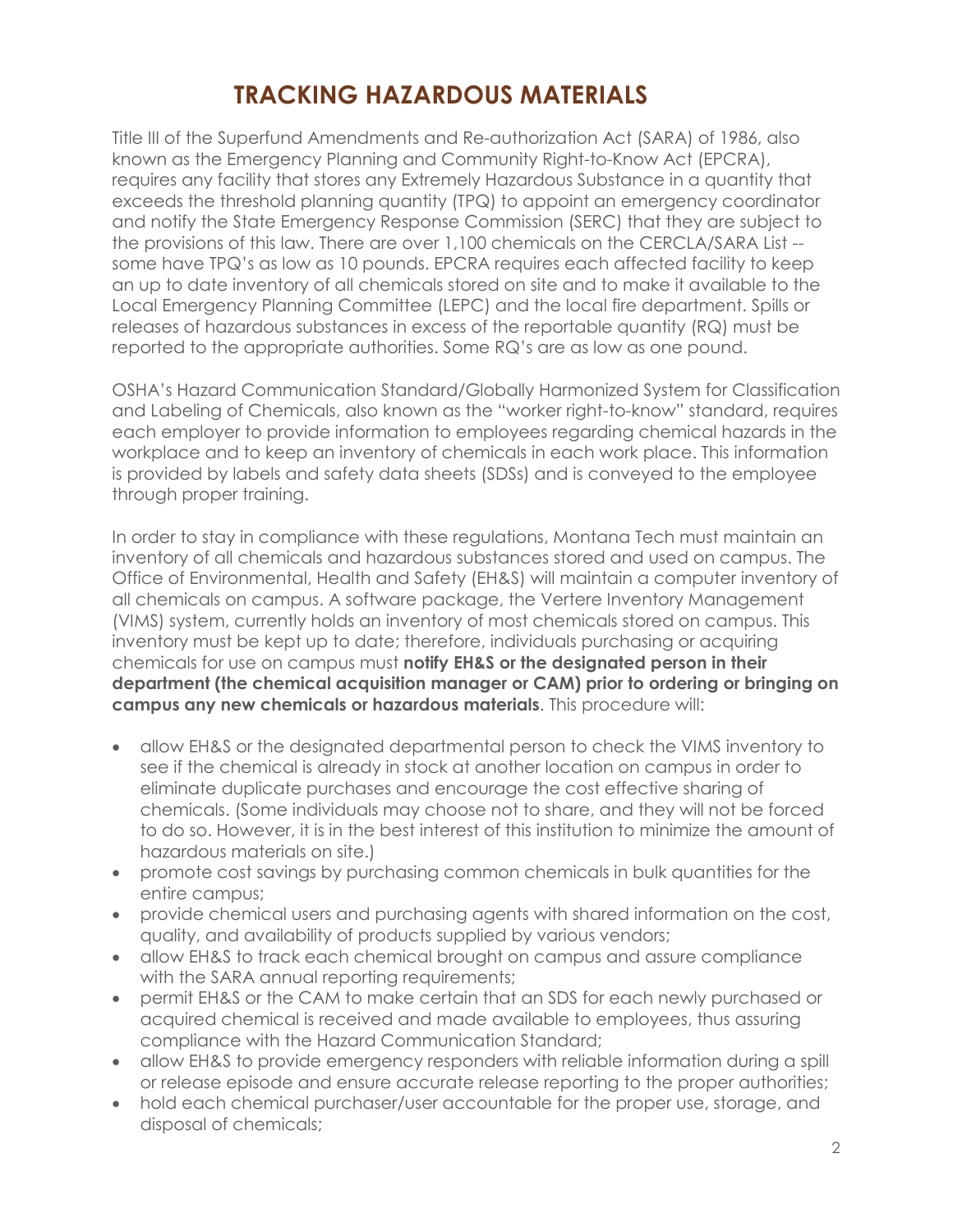# TRACKING HAZARDOUS MATERIALS

Title III of the Superfund Amendments and Re-authorization Act (SARA) of 1986, also known as the Emergency Planning and Community Right-to-Know Act (EPCRA), requires any facility that stores any Extremely Hazardous Substance in a quantity that exceeds the threshold planning quantity (TPQ) to appoint an emergency coordinator and notify the State Emergency Response Commission (SERC) that they are subject to the provisions of this law. There are over 1,100 chemicals on the CERCLA/SARA List -- some have TPQ's as low as 10 pounds. EPCRA requires each affected facility to keep an up to date inventory of all chemicals stored on site and to make it available to the Local Emergency Planning Committee (LEPC) and the local fire department. Spills or releases of hazardous substances in excess of the reportable quantity (RQ) must be reported to the appropriate authorities. Some RQ's are as low as one pound.

OSHA's Hazard Communication Standard/Globally Harmonized System for Classification and Labeling of Chemicals, also known as the "worker right-to-know" standard, requires each employer to provide information to employees regarding chemical hazards in the workplace and to keep an inventory of chemicals in each work place. This information is provided by labels and safety data sheets (SDSs) and is conveyed to the employee through proper training.

In order to stay in compliance with these regulations, Montana Tech must maintain an inventory of all chemicals and hazardous substances stored and used on campus. The Office of Environmental, Health and Safety (EH&S) will maintain a computer inventory of all chemicals on campus. A software package, the Vertere Inventory Management (VIMS) system, currently holds an inventory of most chemicals stored on campus. This inventory must be kept up to date; therefore, individuals purchasing or acquiring chemicals for use on campus must **notify EH&S or the designated person in their department (the chemical acquisition manager or CAM) prior to ordering or bringing on campus any new chemicals or hazardous materials**. This procedure will:

- allow EH&S or the designated departmental person to check the VIMS inventory to see if the chemical is already in stock at another location on campus in order to eliminate duplicate purchases and encourage the cost effective sharing of chemicals. (Some individuals may choose not to share, and they will not be forced to do so. However, it is in the best interest of this institution to minimize the amount of hazardous materials on site.)
- promote cost savings by purchasing common chemicals in bulk quantities for the entire campus;
- provide chemical users and purchasing agents with shared information on the cost, quality, and availability of products supplied by various vendors;
- allow EH&S to track each chemical brought on campus and assure compliance with the SARA annual reporting requirements;
- permit EH&S or the CAM to make certain that an SDS for each newly purchased or acquired chemical is received and made available to employees, thus assuring compliance with the Hazard Communication Standard;
- allow EH&S to provide emergency responders with reliable information during a spill or release episode and ensure accurate release reporting to the proper authorities;
- hold each chemical purchaser/user accountable for the proper use, storage, and disposal of chemicals;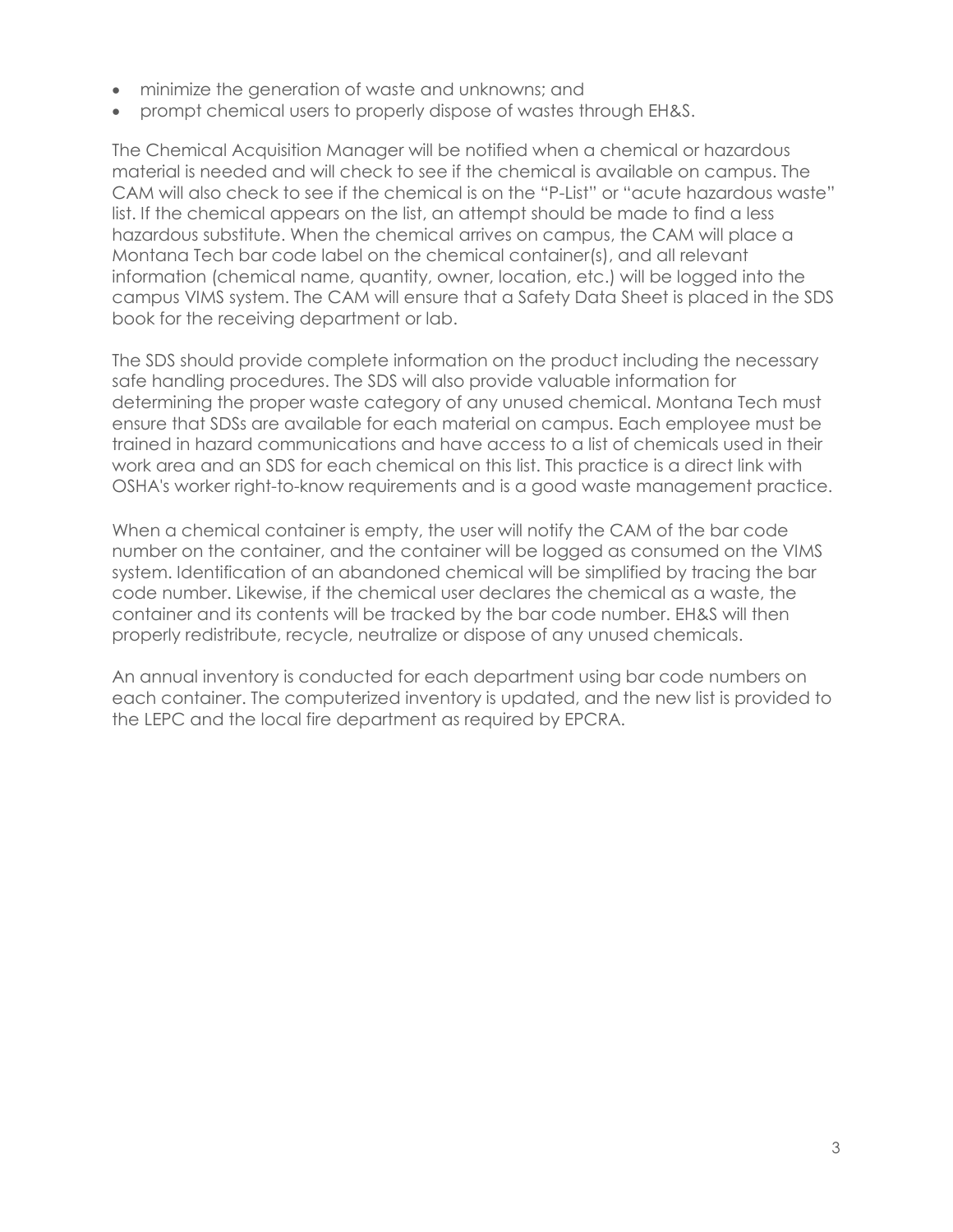- minimize the generation of waste and unknowns; and
- prompt chemical users to properly dispose of wastes through EH&S.

The Chemical Acquisition Manager will be notified when a chemical or hazardous material is needed and will check to see if the chemical is available on campus. The CAM will also check to see if the chemical is on the "P-List" or "acute hazardous waste" list. If the chemical appears on the list, an attempt should be made to find a less hazardous substitute. When the chemical arrives on campus, the CAM will place a Montana Tech bar code label on the chemical container(s), and all relevant information (chemical name, quantity, owner, location, etc.) will be logged into the campus VIMS system. The CAM will ensure that a Safety Data Sheet is placed in the SDS book for the receiving department or lab.

The SDS should provide complete information on the product including the necessary safe handling procedures. The SDS will also provide valuable information for determining the proper waste category of any unused chemical. Montana Tech must ensure that SDSs are available for each material on campus. Each employee must be trained in hazard communications and have access to a list of chemicals used in their work area and an SDS for each chemical on this list. This practice is a direct link with OSHA's worker right-to-know requirements and is a good waste management practice.

When a chemical container is empty, the user will notify the CAM of the bar code number on the container, and the container will be logged as consumed on the VIMS system. Identification of an abandoned chemical will be simplified by tracing the bar code number. Likewise, if the chemical user declares the chemical as a waste, the container and its contents will be tracked by the bar code number. EH&S will then properly redistribute, recycle, neutralize or dispose of any unused chemicals.

An annual inventory is conducted for each department using bar code numbers on each container. The computerized inventory is updated, and the new list is provided to the LEPC and the local fire department as required by EPCRA.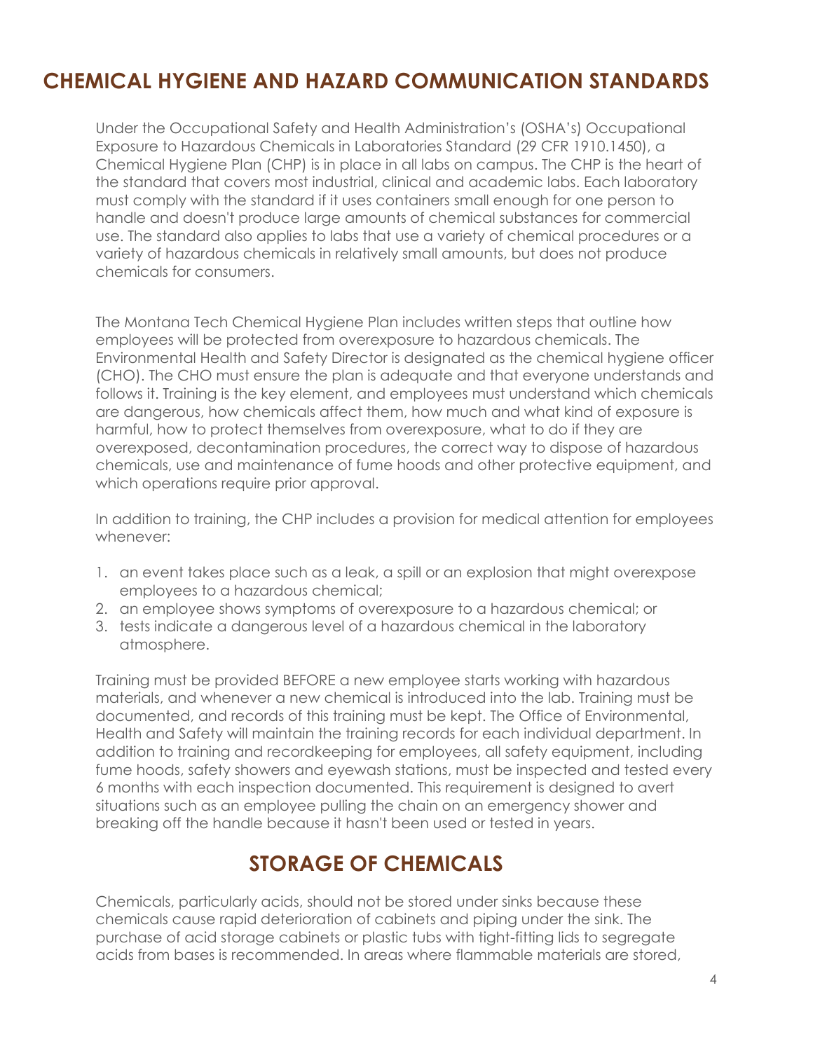## CHEMICAL HYGIENE AND HAZARD COMMUNICATION STANDARDS

Under the Occupational Safety and Health Administration's (OSHA's) Occupational Exposure to Hazardous Chemicals in Laboratories Standard (29 CFR 1910.1450), a Chemical Hygiene Plan (CHP) is in place in all labs on campus. The CHP is the heart of the standard that covers most industrial, clinical and academic labs. Each laboratory must comply with the standard if it uses containers small enough for one person to handle and doesn't produce large amounts of chemical substances for commercial use. The standard also applies to labs that use a variety of chemical procedures or a variety of hazardous chemicals in relatively small amounts, but does not produce chemicals for consumers.

The Montana Tech Chemical Hygiene Plan includes written steps that outline how employees will be protected from overexposure to hazardous chemicals. The Environmental Health and Safety Director is designated as the chemical hygiene officer (CHO). The CHO must ensure the plan is adequate and that everyone understands and follows it. Training is the key element, and employees must understand which chemicals are dangerous, how chemicals affect them, how much and what kind of exposure is harmful, how to protect themselves from overexposure, what to do if they are overexposed, decontamination procedures, the correct way to dispose of hazardous chemicals, use and maintenance of fume hoods and other protective equipment, and which operations require prior approval.

In addition to training, the CHP includes a provision for medical attention for employees whenever:

1. an event takes place such as a leak, a spill or an explosion that might overexpose employees to a hazardous chemical;
2. an employee shows symptoms of overexposure to a hazardous chemical; or
3. tests indicate a dangerous level of a hazardous chemical in the laboratory atmosphere.

Training must be provided BEFORE a new employee starts working with hazardous materials, and whenever a new chemical is introduced into the lab. Training must be documented, and records of this training must be kept. The Office of Environmental, Health and Safety will maintain the training records for each individual department. In addition to training and recordkeeping for employees, all safety equipment, including fume hoods, safety showers and eyewash stations, must be inspected and tested every 6 months with each inspection documented. This requirement is designed to avert situations such as an employee pulling the chain on an emergency shower and breaking off the handle because it hasn't been used or tested in years.

## STORAGE OF CHEMICALS

Chemicals, particularly acids, should not be stored under sinks because these chemicals cause rapid deterioration of cabinets and piping under the sink. The purchase of acid storage cabinets or plastic tubs with tight-fitting lids to segregate acids from bases is recommended. In areas where flammable materials are stored,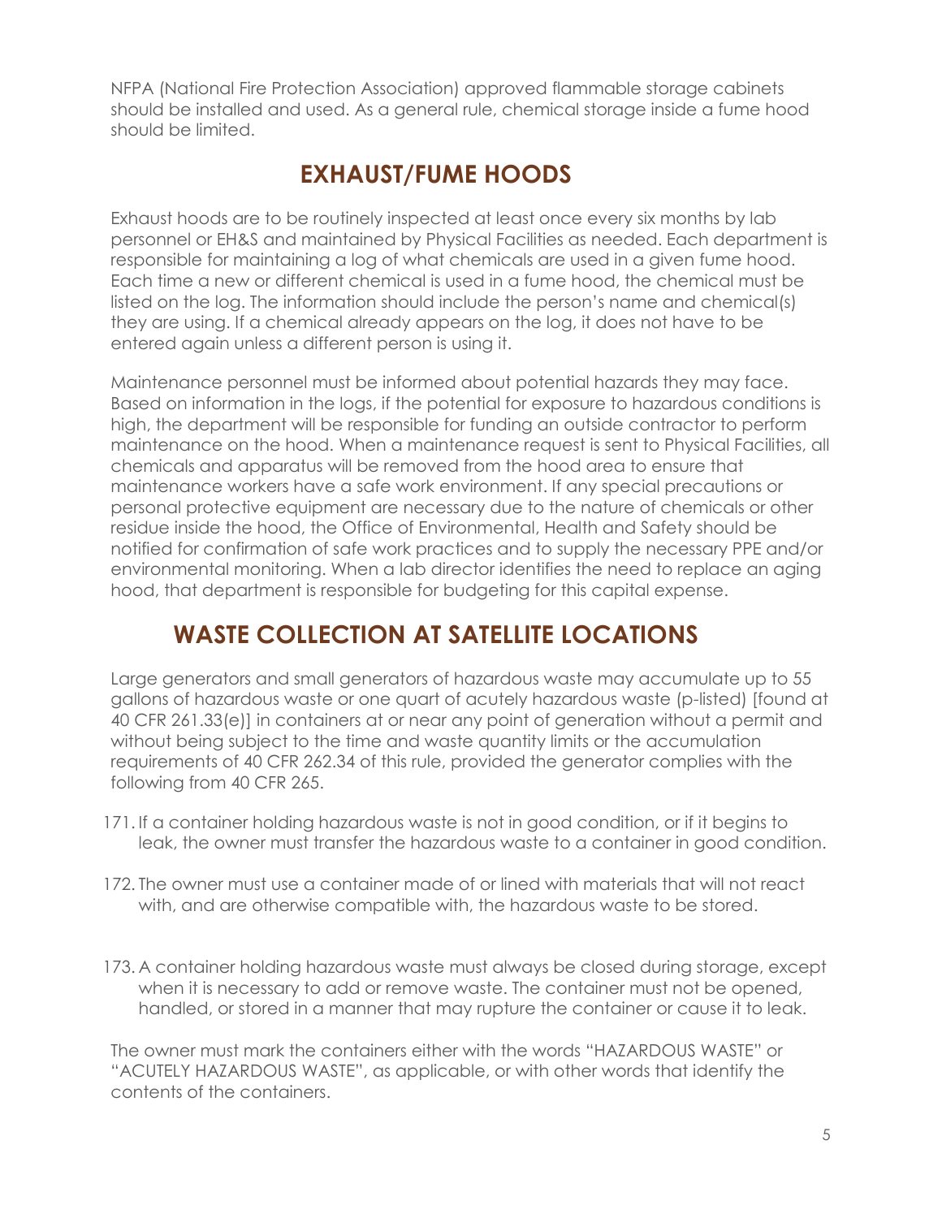NFPA (National Fire Protection Association) approved flammable storage cabinets should be installed and used. As a general rule, chemical storage inside a fume hood should be limited.

## EXHAUST/FUME HOODS

Exhaust hoods are to be routinely inspected at least once every six months by lab personnel or EH&S and maintained by Physical Facilities as needed. Each department is responsible for maintaining a log of what chemicals are used in a given fume hood. Each time a new or different chemical is used in a fume hood, the chemical must be listed on the log. The information should include the person's name and chemical(s) they are using. If a chemical already appears on the log, it does not have to be entered again unless a different person is using it.

Maintenance personnel must be informed about potential hazards they may face. Based on information in the logs, if the potential for exposure to hazardous conditions is high, the department will be responsible for funding an outside contractor to perform maintenance on the hood. When a maintenance request is sent to Physical Facilities, all chemicals and apparatus will be removed from the hood area to ensure that maintenance workers have a safe work environment. If any special precautions or personal protective equipment are necessary due to the nature of chemicals or other residue inside the hood, the Office of Environmental, Health and Safety should be notified for confirmation of safe work practices and to supply the necessary PPE and/or environmental monitoring. When a lab director identifies the need to replace an aging hood, that department is responsible for budgeting for this capital expense.

## WASTE COLLECTION AT SATELLITE LOCATIONS

Large generators and small generators of hazardous waste may accumulate up to 55 gallons of hazardous waste or one quart of acutely hazardous waste (p-listed) [found at 40 CFR 261.33(e)] in containers at or near any point of generation without a permit and without being subject to the time and waste quantity limits or the accumulation requirements of 40 CFR 262.34 of this rule, provided the generator complies with the following from 40 CFR 265.

171. If a container holding hazardous waste is not in good condition, or if it begins to leak, the owner must transfer the hazardous waste to a container in good condition.
172. The owner must use a container made of or lined with materials that will not react with, and are otherwise compatible with, the hazardous waste to be stored.
173. A container holding hazardous waste must always be closed during storage, except when it is necessary to add or remove waste. The container must not be opened, handled, or stored in a manner that may rupture the container or cause it to leak.

The owner must mark the containers either with the words "HAZARDOUS WASTE" or "ACUTELY HAZARDOUS WASTE", as applicable, or with other words that identify the contents of the containers.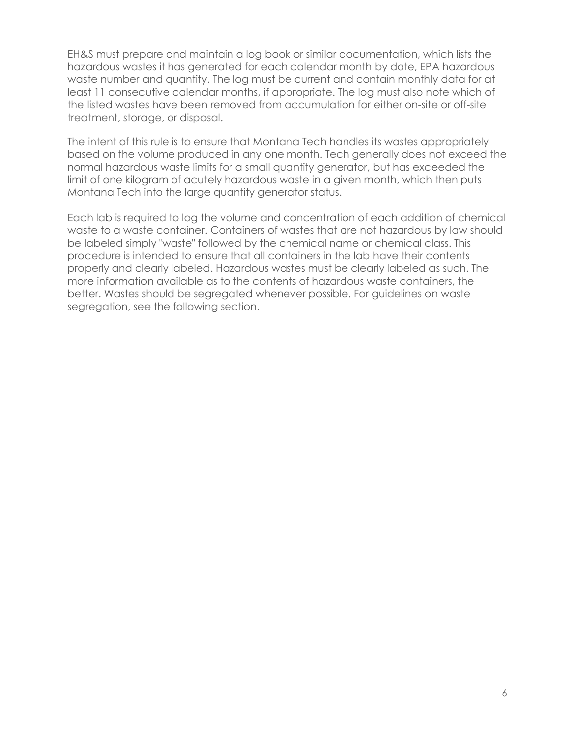EH&S must prepare and maintain a log book or similar documentation, which lists the hazardous wastes it has generated for each calendar month by date, EPA hazardous waste number and quantity. The log must be current and contain monthly data for at least 11 consecutive calendar months, if appropriate. The log must also note which of the listed wastes have been removed from accumulation for either on-site or off-site treatment, storage, or disposal.

The intent of this rule is to ensure that Montana Tech handles its wastes appropriately based on the volume produced in any one month. Tech generally does not exceed the normal hazardous waste limits for a small quantity generator, but has exceeded the limit of one kilogram of acutely hazardous waste in a given month, which then puts Montana Tech into the large quantity generator status.

Each lab is required to log the volume and concentration of each addition of chemical waste to a waste container. Containers of wastes that are not hazardous by law should be labeled simply "waste" followed by the chemical name or chemical class. This procedure is intended to ensure that all containers in the lab have their contents properly and clearly labeled. Hazardous wastes must be clearly labeled as such. The more information available as to the contents of hazardous waste containers, the better. Wastes should be segregated whenever possible. For guidelines on waste segregation, see the following section.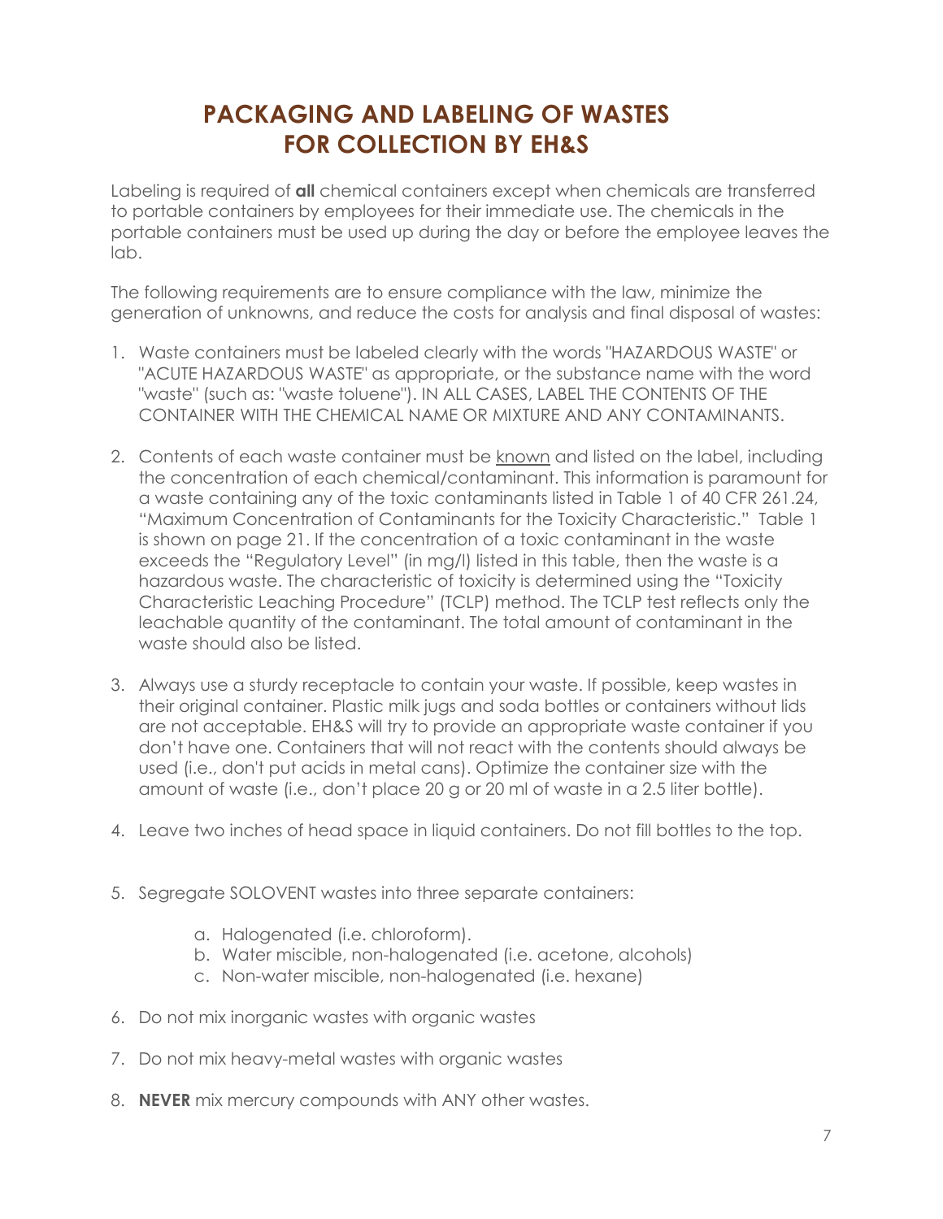# PACKAGING AND LABELING OF WASTES FOR COLLECTION BY EH&S

Labeling is required of **all** chemical containers except when chemicals are transferred to portable containers by employees for their immediate use. The chemicals in the portable containers must be used up during the day or before the employee leaves the lab.

The following requirements are to ensure compliance with the law, minimize the generation of unknowns, and reduce the costs for analysis and final disposal of wastes:

1. Waste containers must be labeled clearly with the words "HAZARDOUS WASTE" or "ACUTE HAZARDOUS WASTE" as appropriate, or the substance name with the word "waste" (such as: "waste toluene"). IN ALL CASES, LABEL THE CONTENTS OF THE CONTAINER WITH THE CHEMICAL NAME OR MIXTURE AND ANY CONTAMINANTS.

2. Contents of each waste container must be <u>known</u> and listed on the label, including the concentration of each chemical/contaminant. This information is paramount for a waste containing any of the toxic contaminants listed in Table 1 of 40 CFR 261.24, "Maximum Concentration of Contaminants for the Toxicity Characteristic." Table 1 is shown on page 21. If the concentration of a toxic contaminant in the waste exceeds the "Regulatory Level" (in mg/l) listed in this table, then the waste is a hazardous waste. The characteristic of toxicity is determined using the "Toxicity Characteristic Leaching Procedure" (TCLP) method. The TCLP test reflects only the leachable quantity of the contaminant. The total amount of contaminant in the waste should also be listed.

3. Always use a sturdy receptacle to contain your waste. If possible, keep wastes in their original container. Plastic milk jugs and soda bottles or containers without lids are not acceptable. EH&S will try to provide an appropriate waste container if you don't have one. Containers that will not react with the contents should always be used (i.e., don't put acids in metal cans). Optimize the container size with the amount of waste (i.e., don't place 20 g or 20 ml of waste in a 2.5 liter bottle).

4. Leave two inches of head space in liquid containers. Do not fill bottles to the top.

5. Segregate SOLOVENT wastes into three separate containers:

    a. Halogenated (i.e. chloroform).
    b. Water miscible, non-halogenated (i.e. acetone, alcohols)
    c. Non-water miscible, non-halogenated (i.e. hexane)

6. Do not mix inorganic wastes with organic wastes

7. Do not mix heavy-metal wastes with organic wastes

8. **NEVER** mix mercury compounds with ANY other wastes.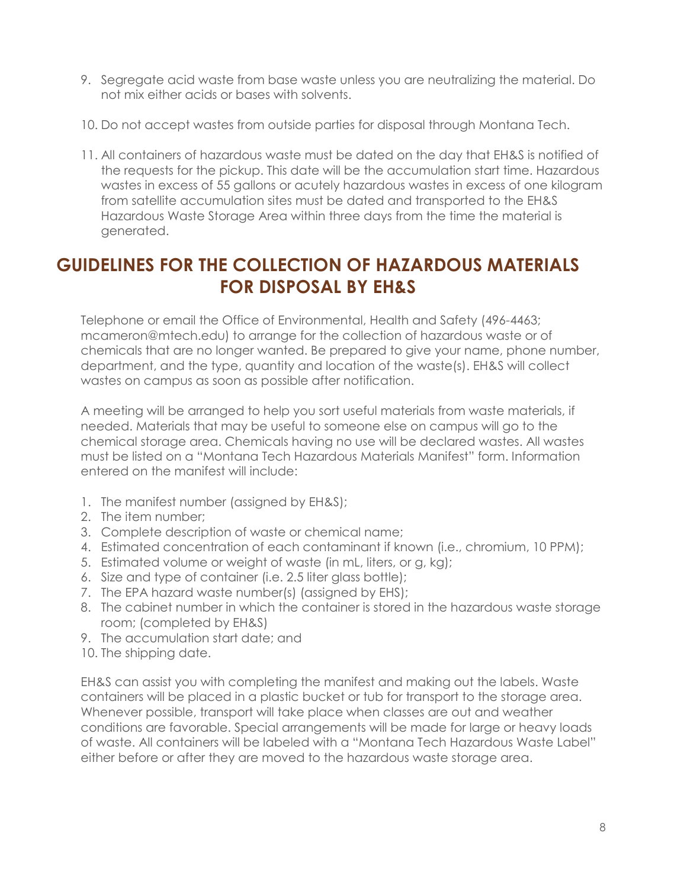9. Segregate acid waste from base waste unless you are neutralizing the material. Do not mix either acids or bases with solvents.
10. Do not accept wastes from outside parties for disposal through Montana Tech.
11. All containers of hazardous waste must be dated on the day that EH&S is notified of the requests for the pickup. This date will be the accumulation start time. Hazardous wastes in excess of 55 gallons or acutely hazardous wastes in excess of one kilogram from satellite accumulation sites must be dated and transported to the EH&S Hazardous Waste Storage Area within three days from the time the material is generated.

## GUIDELINES FOR THE COLLECTION OF HAZARDOUS MATERIALS FOR DISPOSAL BY EH&S

Telephone or email the Office of Environmental, Health and Safety (496-4463; mcameron@mtech.edu) to arrange for the collection of hazardous waste or of chemicals that are no longer wanted. Be prepared to give your name, phone number, department, and the type, quantity and location of the waste(s). EH&S will collect wastes on campus as soon as possible after notification.

A meeting will be arranged to help you sort useful materials from waste materials, if needed. Materials that may be useful to someone else on campus will go to the chemical storage area. Chemicals having no use will be declared wastes. All wastes must be listed on a "Montana Tech Hazardous Materials Manifest" form. Information entered on the manifest will include:

1. The manifest number (assigned by EH&S);
2. The item number;
3. Complete description of waste or chemical name;
4. Estimated concentration of each contaminant if known (i.e., chromium, 10 PPM);
5. Estimated volume or weight of waste (in mL, liters, or g, kg);
6. Size and type of container (i.e. 2.5 liter glass bottle);
7. The EPA hazard waste number(s) (assigned by EHS);
8. The cabinet number in which the container is stored in the hazardous waste storage room; (completed by EH&S)
9. The accumulation start date; and
10. The shipping date.

EH&S can assist you with completing the manifest and making out the labels. Waste containers will be placed in a plastic bucket or tub for transport to the storage area. Whenever possible, transport will take place when classes are out and weather conditions are favorable. Special arrangements will be made for large or heavy loads of waste. All containers will be labeled with a "Montana Tech Hazardous Waste Label" either before or after they are moved to the hazardous waste storage area.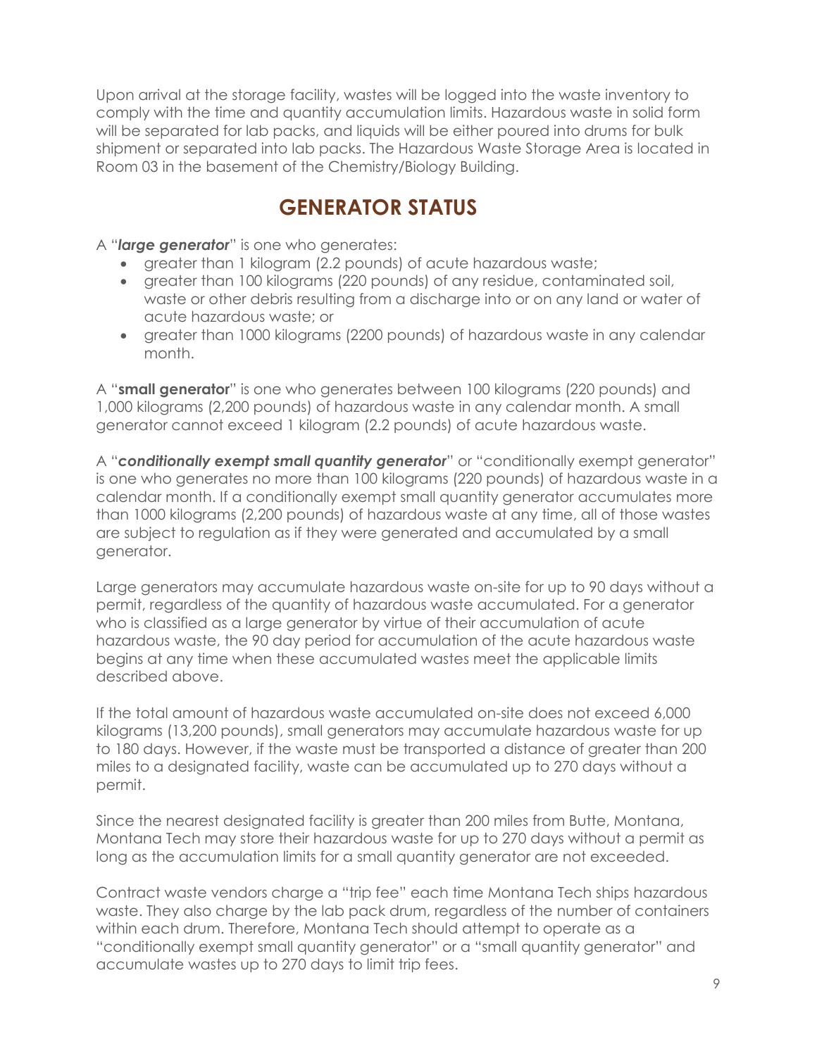Upon arrival at the storage facility, wastes will be logged into the waste inventory to comply with the time and quantity accumulation limits. Hazardous waste in solid form will be separated for lab packs, and liquids will be either poured into drums for bulk shipment or separated into lab packs. The Hazardous Waste Storage Area is located in Room 03 in the basement of the Chemistry/Biology Building.

## GENERATOR STATUS

A "***large generator***" is one who generates:

- greater than 1 kilogram (2.2 pounds) of acute hazardous waste;
- greater than 100 kilograms (220 pounds) of any residue, contaminated soil, waste or other debris resulting from a discharge into or on any land or water of acute hazardous waste; or
- greater than 1000 kilograms (2200 pounds) of hazardous waste in any calendar month.

A "**small generator**" is one who generates between 100 kilograms (220 pounds) and 1,000 kilograms (2,200 pounds) of hazardous waste in any calendar month. A small generator cannot exceed 1 kilogram (2.2 pounds) of acute hazardous waste.

A "***conditionally exempt small quantity generator***" or "conditionally exempt generator" is one who generates no more than 100 kilograms (220 pounds) of hazardous waste in a calendar month. If a conditionally exempt small quantity generator accumulates more than 1000 kilograms (2,200 pounds) of hazardous waste at any time, all of those wastes are subject to regulation as if they were generated and accumulated by a small generator.

Large generators may accumulate hazardous waste on-site for up to 90 days without a permit, regardless of the quantity of hazardous waste accumulated. For a generator who is classified as a large generator by virtue of their accumulation of acute hazardous waste, the 90 day period for accumulation of the acute hazardous waste begins at any time when these accumulated wastes meet the applicable limits described above.

If the total amount of hazardous waste accumulated on-site does not exceed 6,000 kilograms (13,200 pounds), small generators may accumulate hazardous waste for up to 180 days. However, if the waste must be transported a distance of greater than 200 miles to a designated facility, waste can be accumulated up to 270 days without a permit.

Since the nearest designated facility is greater than 200 miles from Butte, Montana, Montana Tech may store their hazardous waste for up to 270 days without a permit as long as the accumulation limits for a small quantity generator are not exceeded.

Contract waste vendors charge a "trip fee" each time Montana Tech ships hazardous waste. They also charge by the lab pack drum, regardless of the number of containers within each drum. Therefore, Montana Tech should attempt to operate as a "conditionally exempt small quantity generator" or a "small quantity generator" and accumulate wastes up to 270 days to limit trip fees.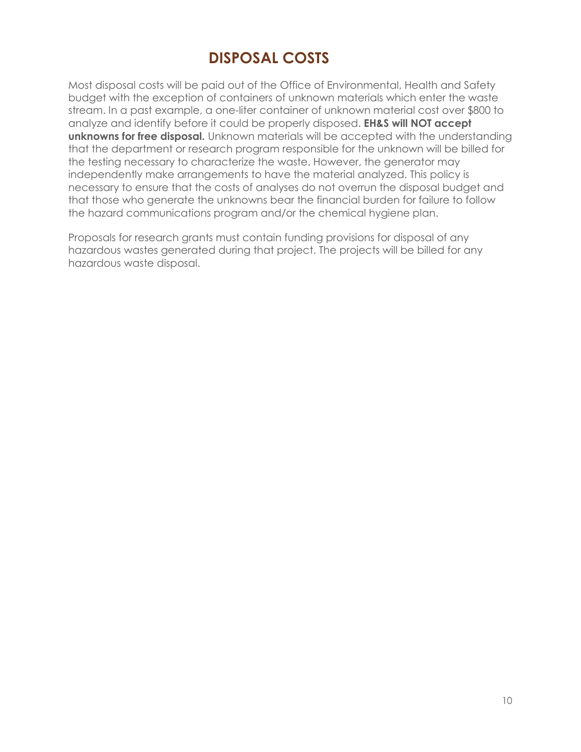# DISPOSAL COSTS

Most disposal costs will be paid out of the Office of Environmental, Health and Safety budget with the exception of containers of unknown materials which enter the waste stream. In a past example, a one-liter container of unknown material cost over $800 to analyze and identify before it could be properly disposed. **EH&S will NOT accept unknowns for free disposal.** Unknown materials will be accepted with the understanding that the department or research program responsible for the unknown will be billed for the testing necessary to characterize the waste. However, the generator may independently make arrangements to have the material analyzed. This policy is necessary to ensure that the costs of analyses do not overrun the disposal budget and that those who generate the unknowns bear the financial burden for failure to follow the hazard communications program and/or the chemical hygiene plan.

Proposals for research grants must contain funding provisions for disposal of any hazardous wastes generated during that project. The projects will be billed for any hazardous waste disposal.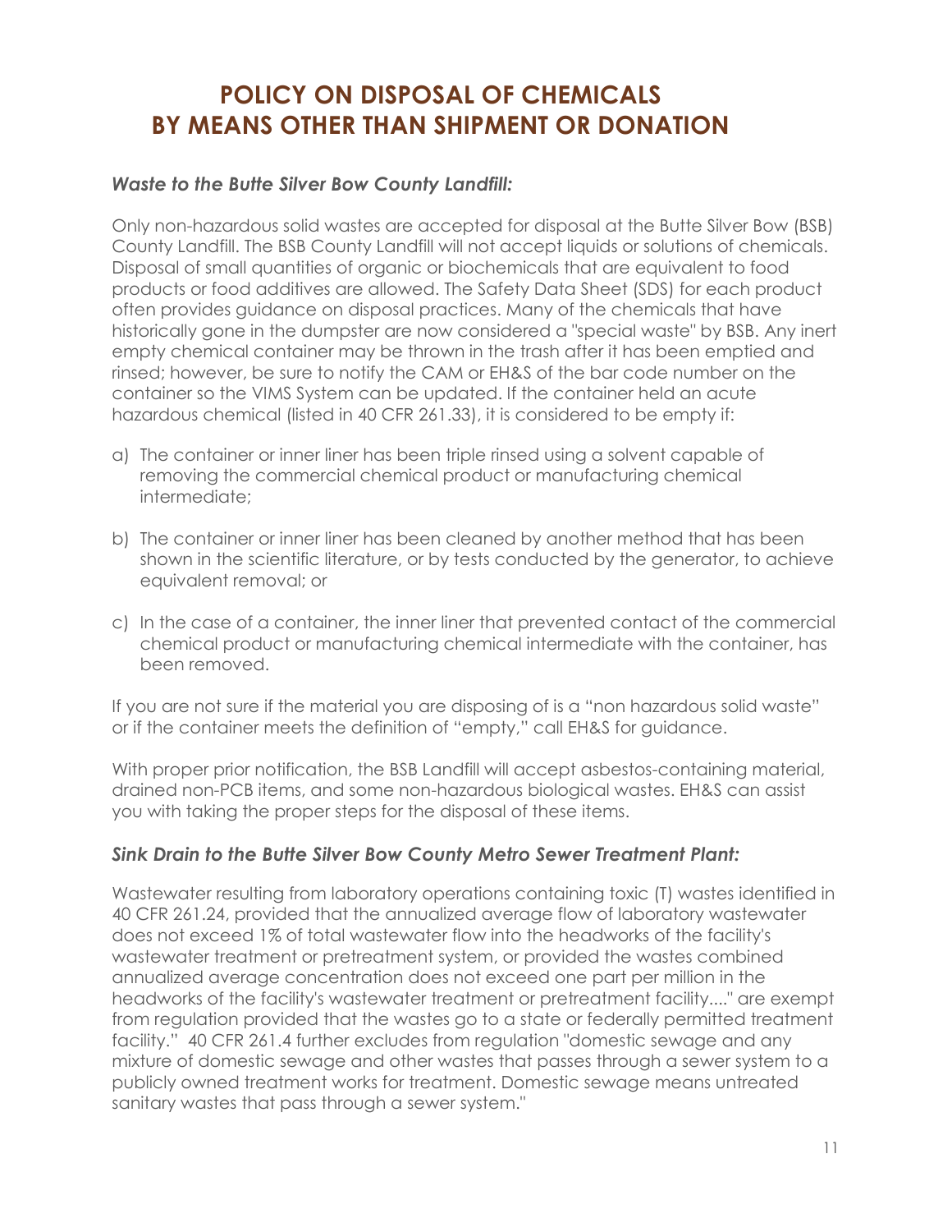# POLICY ON DISPOSAL OF CHEMICALS BY MEANS OTHER THAN SHIPMENT OR DONATION

### *Waste to the Butte Silver Bow County Landfill:*

Only non-hazardous solid wastes are accepted for disposal at the Butte Silver Bow (BSB) County Landfill. The BSB County Landfill will not accept liquids or solutions of chemicals. Disposal of small quantities of organic or biochemicals that are equivalent to food products or food additives are allowed. The Safety Data Sheet (SDS) for each product often provides guidance on disposal practices. Many of the chemicals that have historically gone in the dumpster are now considered a "special waste" by BSB. Any inert empty chemical container may be thrown in the trash after it has been emptied and rinsed; however, be sure to notify the CAM or EH&S of the bar code number on the container so the VIMS System can be updated. If the container held an acute hazardous chemical (listed in 40 CFR 261.33), it is considered to be empty if:

a) The container or inner liner has been triple rinsed using a solvent capable of removing the commercial chemical product or manufacturing chemical intermediate;

b) The container or inner liner has been cleaned by another method that has been shown in the scientific literature, or by tests conducted by the generator, to achieve equivalent removal; or

c) In the case of a container, the inner liner that prevented contact of the commercial chemical product or manufacturing chemical intermediate with the container, has been removed.

If you are not sure if the material you are disposing of is a "non hazardous solid waste" or if the container meets the definition of "empty," call EH&S for guidance.

With proper prior notification, the BSB Landfill will accept asbestos-containing material, drained non-PCB items, and some non-hazardous biological wastes. EH&S can assist you with taking the proper steps for the disposal of these items.

### *Sink Drain to the Butte Silver Bow County Metro Sewer Treatment Plant:*

Wastewater resulting from laboratory operations containing toxic (T) wastes identified in 40 CFR 261.24, provided that the annualized average flow of laboratory wastewater does not exceed 1% of total wastewater flow into the headworks of the facility's wastewater treatment or pretreatment system, or provided the wastes combined annualized average concentration does not exceed one part per million in the headworks of the facility's wastewater treatment or pretreatment facility...." are exempt from regulation provided that the wastes go to a state or federally permitted treatment facility." 40 CFR 261.4 further excludes from regulation "domestic sewage and any mixture of domestic sewage and other wastes that passes through a sewer system to a publicly owned treatment works for treatment. Domestic sewage means untreated sanitary wastes that pass through a sewer system."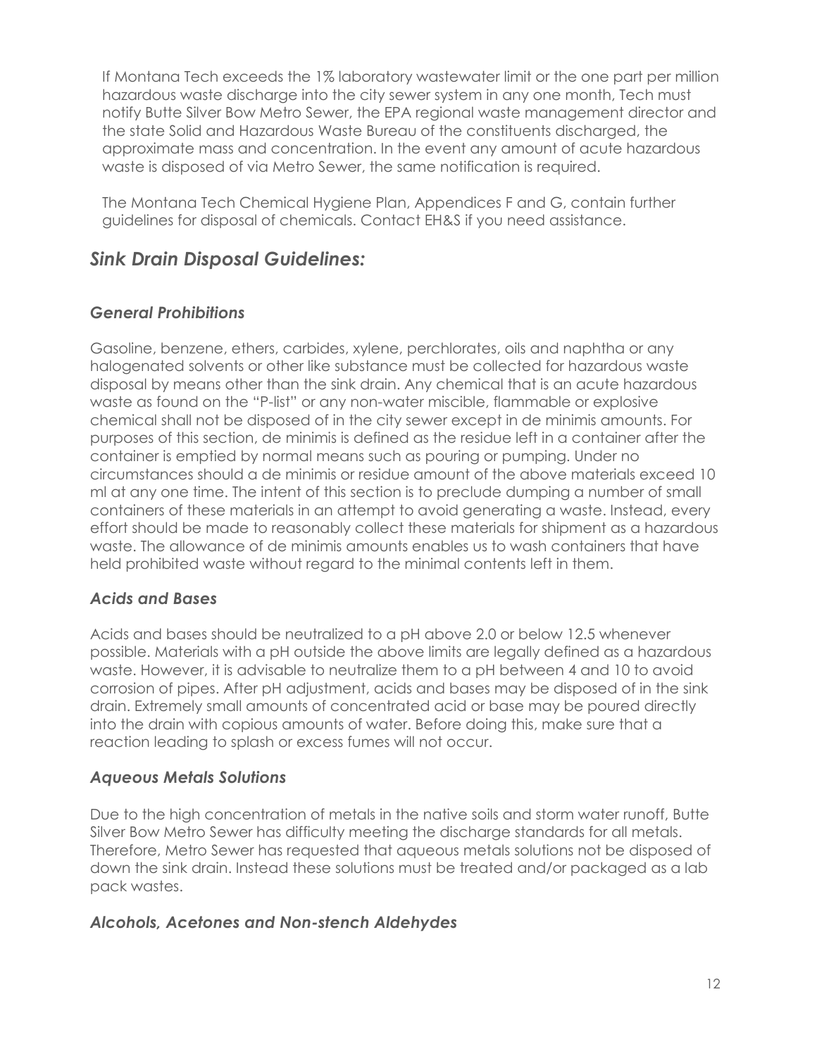If Montana Tech exceeds the 1% laboratory wastewater limit or the one part per million hazardous waste discharge into the city sewer system in any one month, Tech must notify Butte Silver Bow Metro Sewer, the EPA regional waste management director and the state Solid and Hazardous Waste Bureau of the constituents discharged, the approximate mass and concentration. In the event any amount of acute hazardous waste is disposed of via Metro Sewer, the same notification is required.

The Montana Tech Chemical Hygiene Plan, Appendices F and G, contain further guidelines for disposal of chemicals. Contact EH&S if you need assistance.

## *Sink Drain Disposal Guidelines:*

### *General Prohibitions*

Gasoline, benzene, ethers, carbides, xylene, perchlorates, oils and naphtha or any halogenated solvents or other like substance must be collected for hazardous waste disposal by means other than the sink drain. Any chemical that is an acute hazardous waste as found on the "P-list" or any non-water miscible, flammable or explosive chemical shall not be disposed of in the city sewer except in de minimis amounts. For purposes of this section, de minimis is defined as the residue left in a container after the container is emptied by normal means such as pouring or pumping. Under no circumstances should a de minimis or residue amount of the above materials exceed 10 ml at any one time. The intent of this section is to preclude dumping a number of small containers of these materials in an attempt to avoid generating a waste. Instead, every effort should be made to reasonably collect these materials for shipment as a hazardous waste. The allowance of de minimis amounts enables us to wash containers that have held prohibited waste without regard to the minimal contents left in them.

### *Acids and Bases*

Acids and bases should be neutralized to a pH above 2.0 or below 12.5 whenever possible. Materials with a pH outside the above limits are legally defined as a hazardous waste. However, it is advisable to neutralize them to a pH between 4 and 10 to avoid corrosion of pipes. After pH adjustment, acids and bases may be disposed of in the sink drain. Extremely small amounts of concentrated acid or base may be poured directly into the drain with copious amounts of water. Before doing this, make sure that a reaction leading to splash or excess fumes will not occur.

### *Aqueous Metals Solutions*

Due to the high concentration of metals in the native soils and storm water runoff, Butte Silver Bow Metro Sewer has difficulty meeting the discharge standards for all metals. Therefore, Metro Sewer has requested that aqueous metals solutions not be disposed of down the sink drain. Instead these solutions must be treated and/or packaged as a lab pack wastes.

### *Alcohols, Acetones and Non-stench Aldehydes*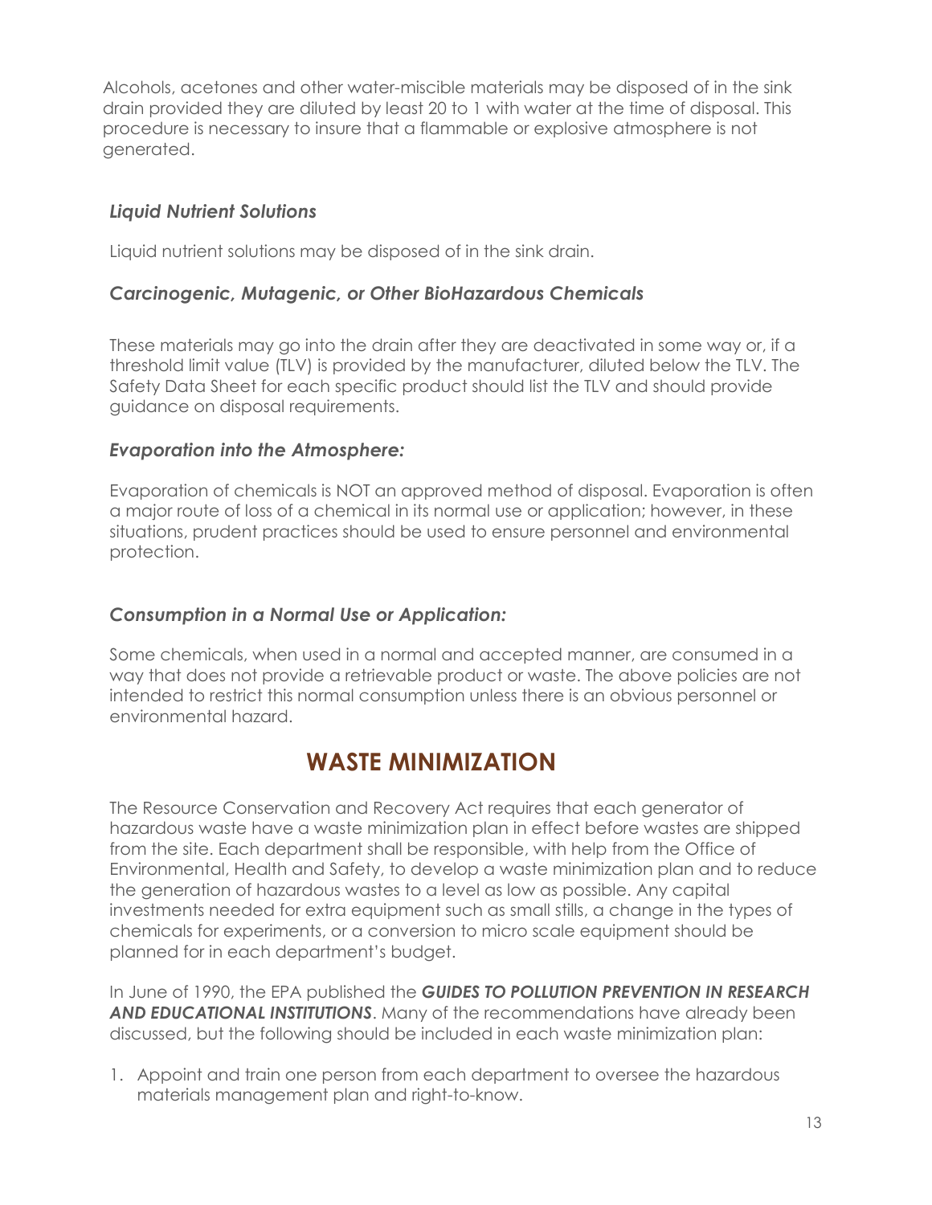Alcohols, acetones and other water-miscible materials may be disposed of in the sink drain provided they are diluted by least 20 to 1 with water at the time of disposal. This procedure is necessary to insure that a flammable or explosive atmosphere is not generated.

### *Liquid Nutrient Solutions*

Liquid nutrient solutions may be disposed of in the sink drain.

### *Carcinogenic, Mutagenic, or Other BioHazardous Chemicals*

These materials may go into the drain after they are deactivated in some way or, if a threshold limit value (TLV) is provided by the manufacturer, diluted below the TLV. The Safety Data Sheet for each specific product should list the TLV and should provide guidance on disposal requirements.

### *Evaporation into the Atmosphere:*

Evaporation of chemicals is NOT an approved method of disposal. Evaporation is often a major route of loss of a chemical in its normal use or application; however, in these situations, prudent practices should be used to ensure personnel and environmental protection.

### *Consumption in a Normal Use or Application:*

Some chemicals, when used in a normal and accepted manner, are consumed in a way that does not provide a retrievable product or waste. The above policies are not intended to restrict this normal consumption unless there is an obvious personnel or environmental hazard.

## WASTE MINIMIZATION

The Resource Conservation and Recovery Act requires that each generator of hazardous waste have a waste minimization plan in effect before wastes are shipped from the site. Each department shall be responsible, with help from the Office of Environmental, Health and Safety, to develop a waste minimization plan and to reduce the generation of hazardous wastes to a level as low as possible. Any capital investments needed for extra equipment such as small stills, a change in the types of chemicals for experiments, or a conversion to micro scale equipment should be planned for in each department's budget.

In June of 1990, the EPA published the ***GUIDES TO POLLUTION PREVENTION IN RESEARCH AND EDUCATIONAL INSTITUTIONS***. Many of the recommendations have already been discussed, but the following should be included in each waste minimization plan:

1. Appoint and train one person from each department to oversee the hazardous materials management plan and right-to-know.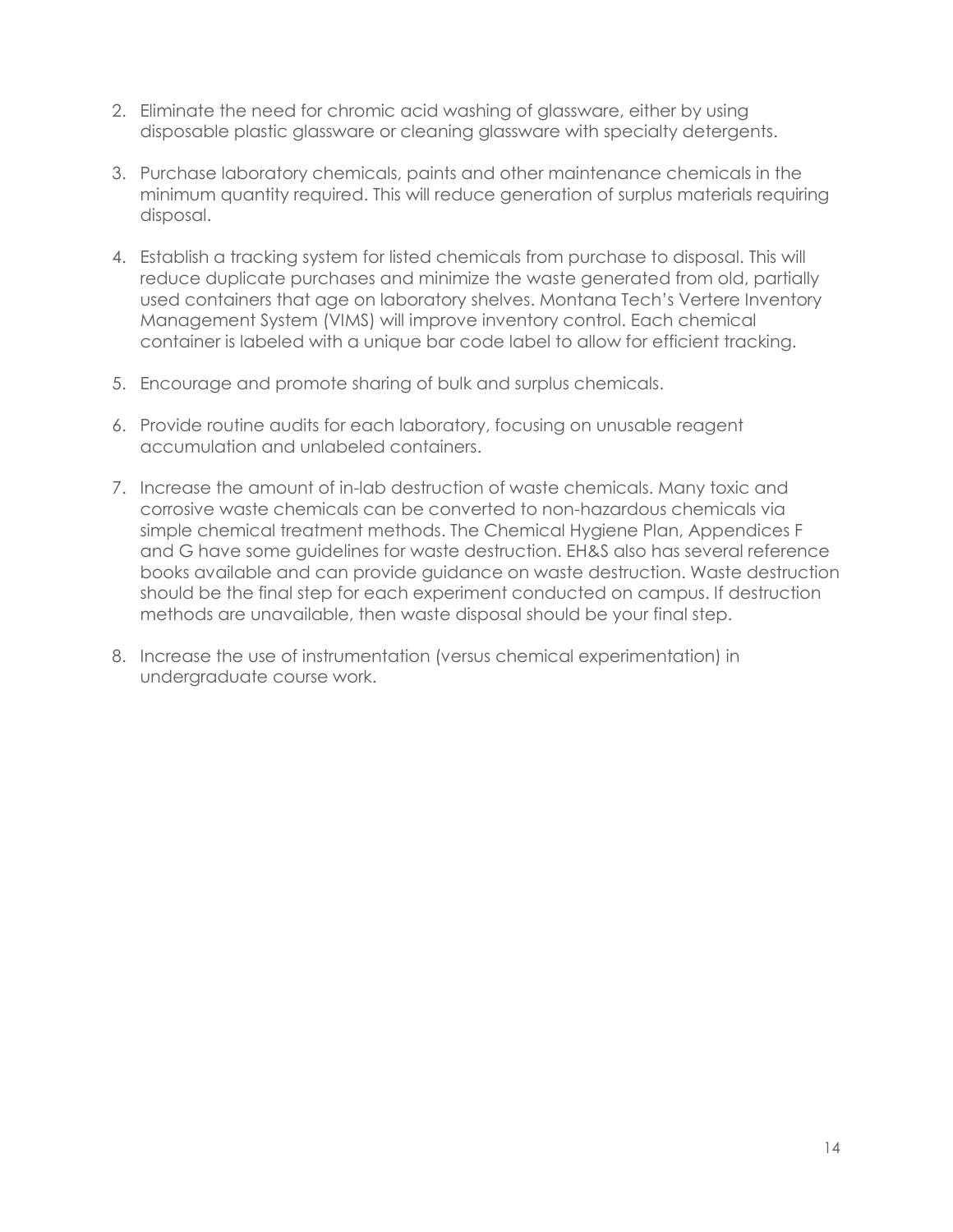2. Eliminate the need for chromic acid washing of glassware, either by using disposable plastic glassware or cleaning glassware with specialty detergents.

3. Purchase laboratory chemicals, paints and other maintenance chemicals in the minimum quantity required. This will reduce generation of surplus materials requiring disposal.

4. Establish a tracking system for listed chemicals from purchase to disposal. This will reduce duplicate purchases and minimize the waste generated from old, partially used containers that age on laboratory shelves. Montana Tech's Vertere Inventory Management System (VIMS) will improve inventory control. Each chemical container is labeled with a unique bar code label to allow for efficient tracking.

5. Encourage and promote sharing of bulk and surplus chemicals.

6. Provide routine audits for each laboratory, focusing on unusable reagent accumulation and unlabeled containers.

7. Increase the amount of in-lab destruction of waste chemicals. Many toxic and corrosive waste chemicals can be converted to non-hazardous chemicals via simple chemical treatment methods. The Chemical Hygiene Plan, Appendices F and G have some guidelines for waste destruction. EH&S also has several reference books available and can provide guidance on waste destruction. Waste destruction should be the final step for each experiment conducted on campus. If destruction methods are unavailable, then waste disposal should be your final step.

8. Increase the use of instrumentation (versus chemical experimentation) in undergraduate course work.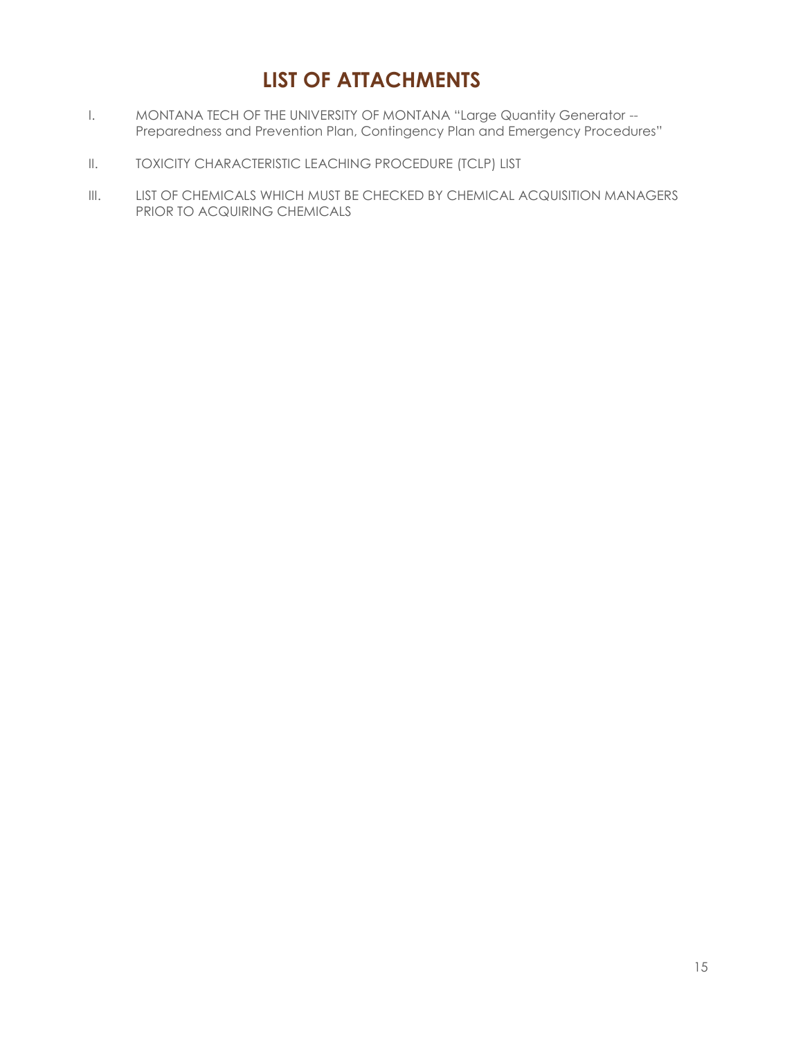# LIST OF ATTACHMENTS

I. MONTANA TECH OF THE UNIVERSITY OF MONTANA "Large Quantity Generator -- Preparedness and Prevention Plan, Contingency Plan and Emergency Procedures"

II. TOXICITY CHARACTERISTIC LEACHING PROCEDURE (TCLP) LIST

III. LIST OF CHEMICALS WHICH MUST BE CHECKED BY CHEMICAL ACQUISITION MANAGERS PRIOR TO ACQUIRING CHEMICALS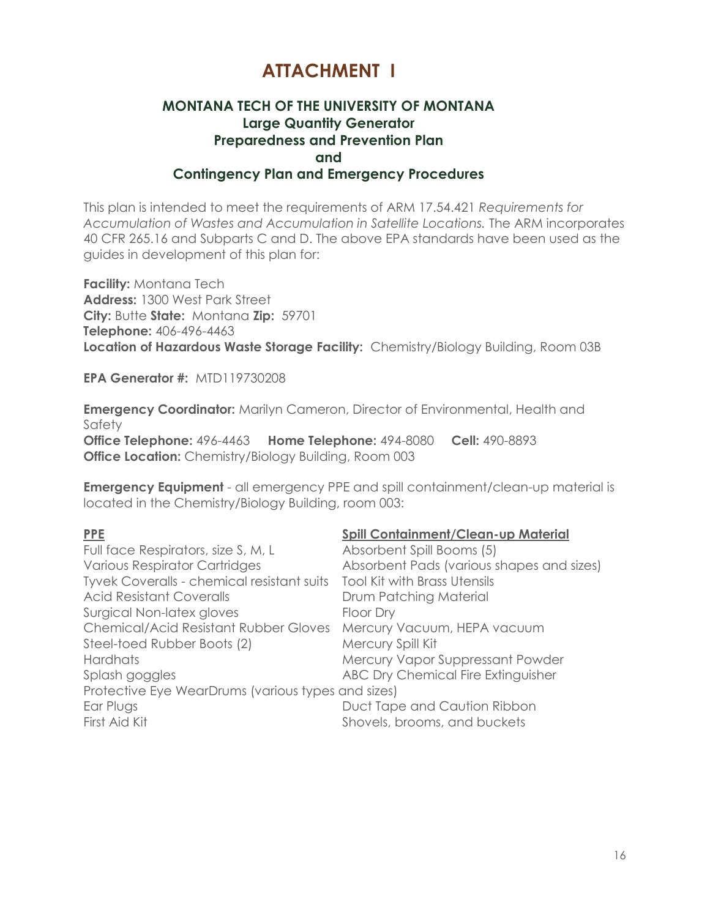# ATTACHMENT I

## MONTANA TECH OF THE UNIVERSITY OF MONTANA
## Large Quantity Generator
## Preparedness and Prevention Plan
## and
## Contingency Plan and Emergency Procedures

This plan is intended to meet the requirements of ARM 17.54.421 *Requirements for Accumulation of Wastes and Accumulation in Satellite Locations.* The ARM incorporates 40 CFR 265.16 and Subparts C and D. The above EPA standards have been used as the guides in development of this plan for:

**Facility:** Montana Tech
**Address:** 1300 West Park Street
**City:** Butte **State:** Montana **Zip:** 59701
**Telephone:** 406-496-4463
**Location of Hazardous Waste Storage Facility:** Chemistry/Biology Building, Room 03B

**EPA Generator #:** MTD119730208

**Emergency Coordinator:** Marilyn Cameron, Director of Environmental, Health and Safety
**Office Telephone:** 496-4463 **Home Telephone:** 494-8080 **Cell:** 490-8893
**Office Location:** Chemistry/Biology Building, Room 003

**Emergency Equipment** - all emergency PPE and spill containment/clean-up material is located in the Chemistry/Biology Building, room 003:

| PPE | Spill Containment/Clean-up Material |
|---|---|
| Full face Respirators, size S, M, L | Absorbent Spill Booms (5) |
| Various Respirator Cartridges | Absorbent Pads (various shapes and sizes) |
| Tyvek Coveralls - chemical resistant suits | Tool Kit with Brass Utensils |
| Acid Resistant Coveralls | Drum Patching Material |
| Surgical Non-latex gloves | Floor Dry |
| Chemical/Acid Resistant Rubber Gloves | Mercury Vacuum, HEPA vacuum |
| Steel-toed Rubber Boots (2) | Mercury Spill Kit |
| Hardhats | Mercury Vapor Suppressant Powder |
| Splash goggles | ABC Dry Chemical Fire Extinguisher |
| Protective Eye Wear | Drums (various types and sizes) |
| Ear Plugs | Duct Tape and Caution Ribbon |
| First Aid Kit | Shovels, brooms, and buckets |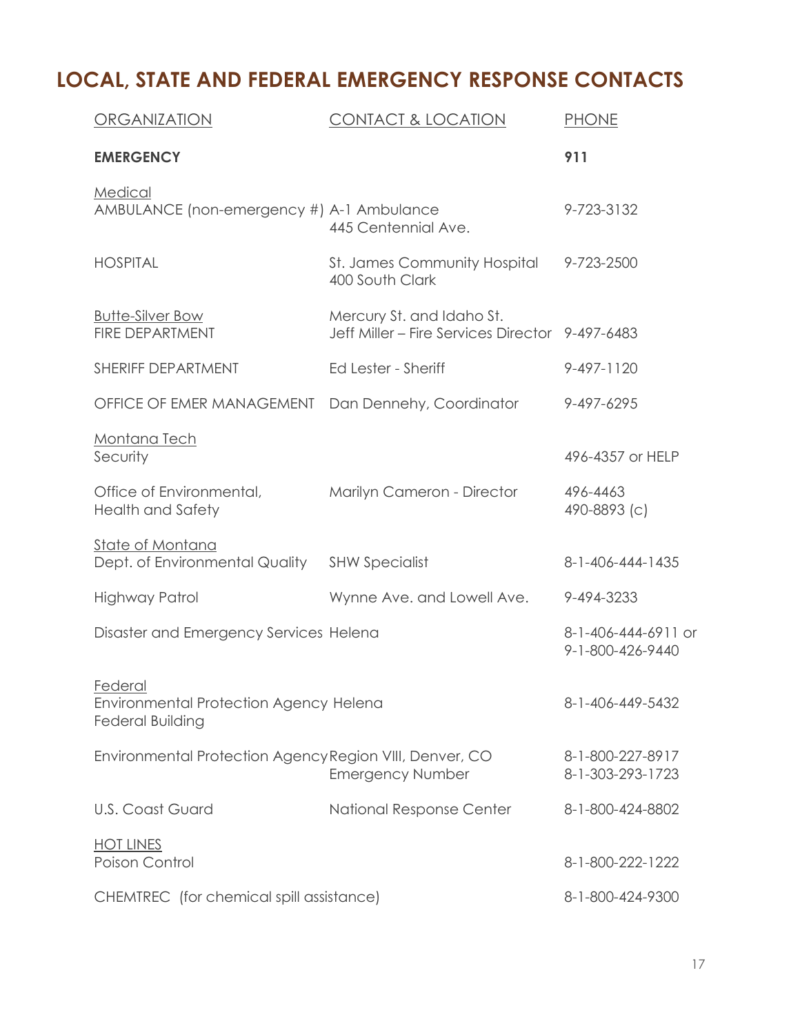## LOCAL, STATE AND FEDERAL EMERGENCY RESPONSE CONTACTS

| ORGANIZATION | CONTACT & LOCATION | PHONE |
|---|---|---|
| **EMERGENCY** | | **911** |
| Medical | | |
| AMBULANCE (non-emergency #) | A-1 Ambulance<br>445 Centennial Ave. | 9-723-3132 |
| HOSPITAL | St. James Community Hospital<br>400 South Clark | 9-723-2500 |
| Butte-Silver Bow | | |
| FIRE DEPARTMENT | Mercury St. and Idaho St.<br>Jeff Miller – Fire Services Director | 9-497-6483 |
| SHERIFF DEPARTMENT | Ed Lester - Sheriff | 9-497-1120 |
| OFFICE OF EMER MANAGEMENT | Dan Dennehy, Coordinator | 9-497-6295 |
| Montana Tech | | |
| Security | | 496-4357 or HELP |
| Office of Environmental, Health and Safety | Marilyn Cameron - Director | 496-4463<br>490-8893 (c) |
| State of Montana | | |
| Dept. of Environmental Quality | SHW Specialist | 8-1-406-444-1435 |
| Highway Patrol | Wynne Ave. and Lowell Ave. | 9-494-3233 |
| Disaster and Emergency Services | Helena | 8-1-406-444-6911 or<br>9-1-800-426-9440 |
| Federal | | |
| Environmental Protection Agency | Helena<br>Federal Building | 8-1-406-449-5432 |
| Environmental Protection Agency | Region VIII, Denver, CO<br>Emergency Number | 8-1-800-227-8917<br>8-1-303-293-1723 |
| U.S. Coast Guard | National Response Center | 8-1-800-424-8802 |
| HOT LINES | | |
| Poison Control | | 8-1-800-222-1222 |
| CHEMTREC (for chemical spill assistance) | | 8-1-800-424-9300 |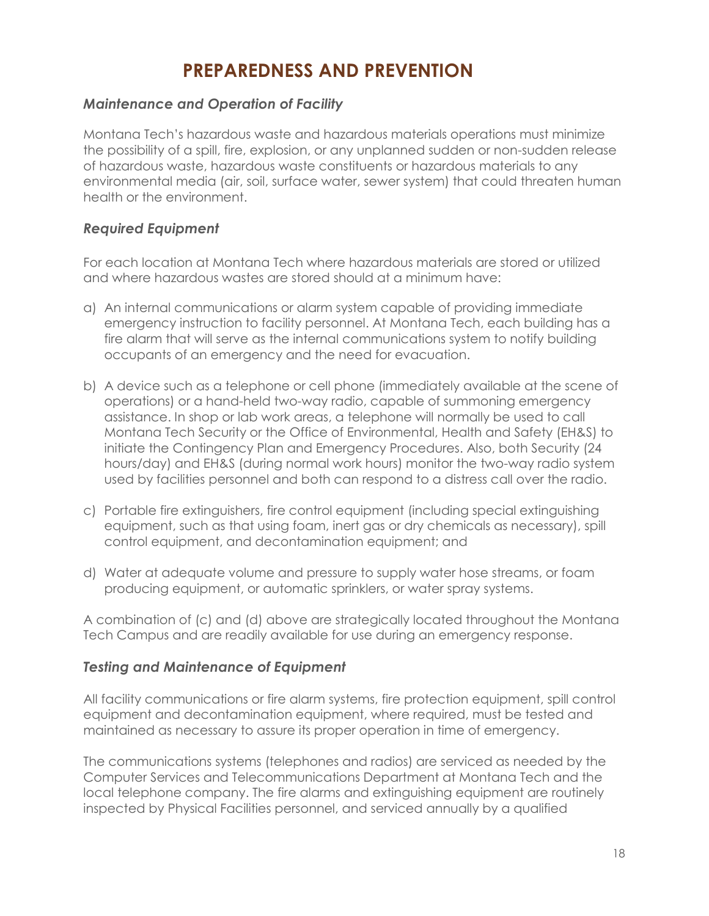# PREPAREDNESS AND PREVENTION

### *Maintenance and Operation of Facility*

Montana Tech's hazardous waste and hazardous materials operations must minimize the possibility of a spill, fire, explosion, or any unplanned sudden or non-sudden release of hazardous waste, hazardous waste constituents or hazardous materials to any environmental media (air, soil, surface water, sewer system) that could threaten human health or the environment.

### *Required Equipment*

For each location at Montana Tech where hazardous materials are stored or utilized and where hazardous wastes are stored should at a minimum have:

a) An internal communications or alarm system capable of providing immediate emergency instruction to facility personnel. At Montana Tech, each building has a fire alarm that will serve as the internal communications system to notify building occupants of an emergency and the need for evacuation.

b) A device such as a telephone or cell phone (immediately available at the scene of operations) or a hand-held two-way radio, capable of summoning emergency assistance. In shop or lab work areas, a telephone will normally be used to call Montana Tech Security or the Office of Environmental, Health and Safety (EH&S) to initiate the Contingency Plan and Emergency Procedures. Also, both Security (24 hours/day) and EH&S (during normal work hours) monitor the two-way radio system used by facilities personnel and both can respond to a distress call over the radio.

c) Portable fire extinguishers, fire control equipment (including special extinguishing equipment, such as that using foam, inert gas or dry chemicals as necessary), spill control equipment, and decontamination equipment; and

d) Water at adequate volume and pressure to supply water hose streams, or foam producing equipment, or automatic sprinklers, or water spray systems.

A combination of (c) and (d) above are strategically located throughout the Montana Tech Campus and are readily available for use during an emergency response.

### *Testing and Maintenance of Equipment*

All facility communications or fire alarm systems, fire protection equipment, spill control equipment and decontamination equipment, where required, must be tested and maintained as necessary to assure its proper operation in time of emergency.

The communications systems (telephones and radios) are serviced as needed by the Computer Services and Telecommunications Department at Montana Tech and the local telephone company. The fire alarms and extinguishing equipment are routinely inspected by Physical Facilities personnel, and serviced annually by a qualified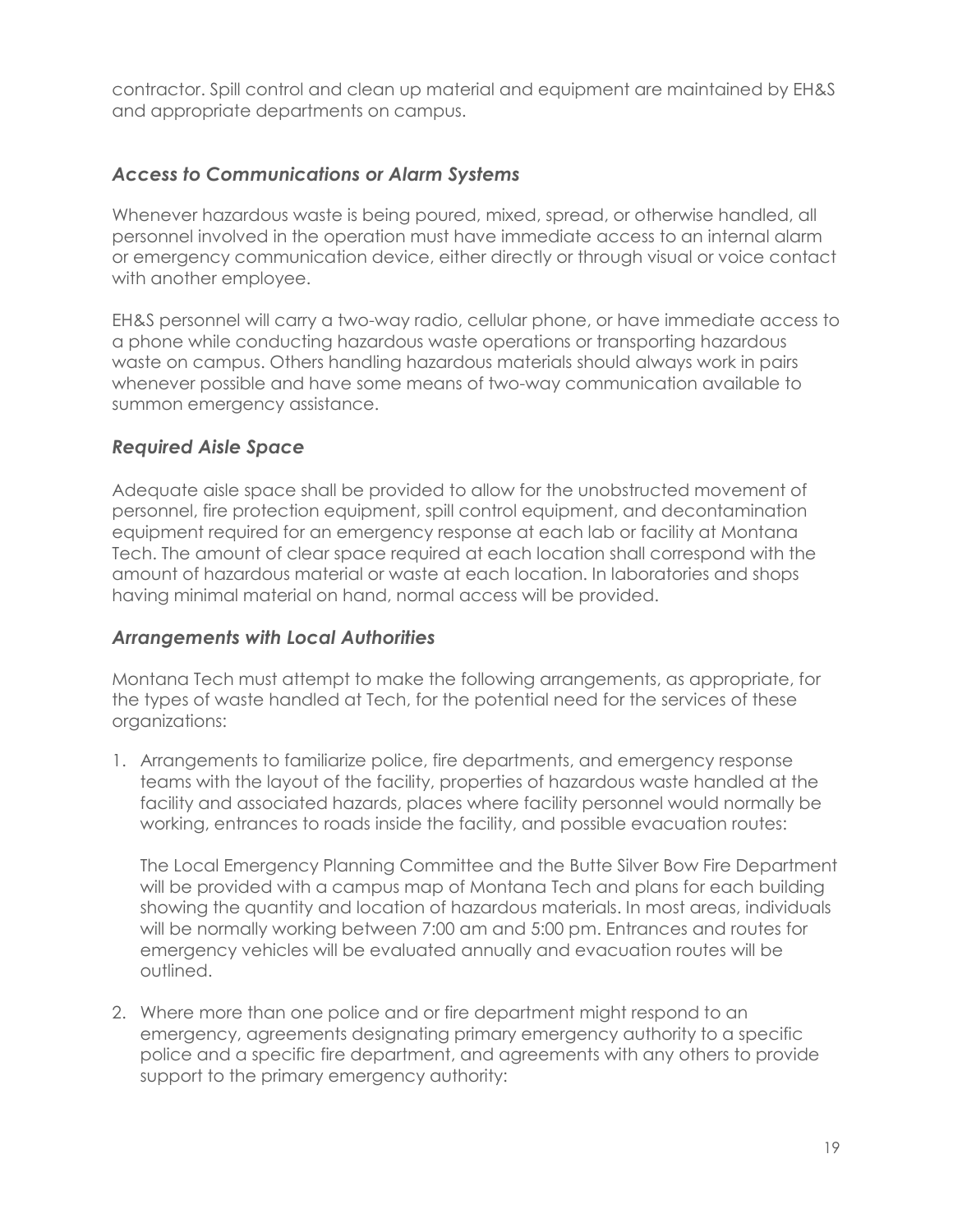contractor. Spill control and clean up material and equipment are maintained by EH&S and appropriate departments on campus.

### *Access to Communications or Alarm Systems*

Whenever hazardous waste is being poured, mixed, spread, or otherwise handled, all personnel involved in the operation must have immediate access to an internal alarm or emergency communication device, either directly or through visual or voice contact with another employee.

EH&S personnel will carry a two-way radio, cellular phone, or have immediate access to a phone while conducting hazardous waste operations or transporting hazardous waste on campus. Others handling hazardous materials should always work in pairs whenever possible and have some means of two-way communication available to summon emergency assistance.

### *Required Aisle Space*

Adequate aisle space shall be provided to allow for the unobstructed movement of personnel, fire protection equipment, spill control equipment, and decontamination equipment required for an emergency response at each lab or facility at Montana Tech. The amount of clear space required at each location shall correspond with the amount of hazardous material or waste at each location. In laboratories and shops having minimal material on hand, normal access will be provided.

### *Arrangements with Local Authorities*

Montana Tech must attempt to make the following arrangements, as appropriate, for the types of waste handled at Tech, for the potential need for the services of these organizations:

1. Arrangements to familiarize police, fire departments, and emergency response teams with the layout of the facility, properties of hazardous waste handled at the facility and associated hazards, places where facility personnel would normally be working, entrances to roads inside the facility, and possible evacuation routes:

   The Local Emergency Planning Committee and the Butte Silver Bow Fire Department will be provided with a campus map of Montana Tech and plans for each building showing the quantity and location of hazardous materials. In most areas, individuals will be normally working between 7:00 am and 5:00 pm. Entrances and routes for emergency vehicles will be evaluated annually and evacuation routes will be outlined.

2. Where more than one police and or fire department might respond to an emergency, agreements designating primary emergency authority to a specific police and a specific fire department, and agreements with any others to provide support to the primary emergency authority: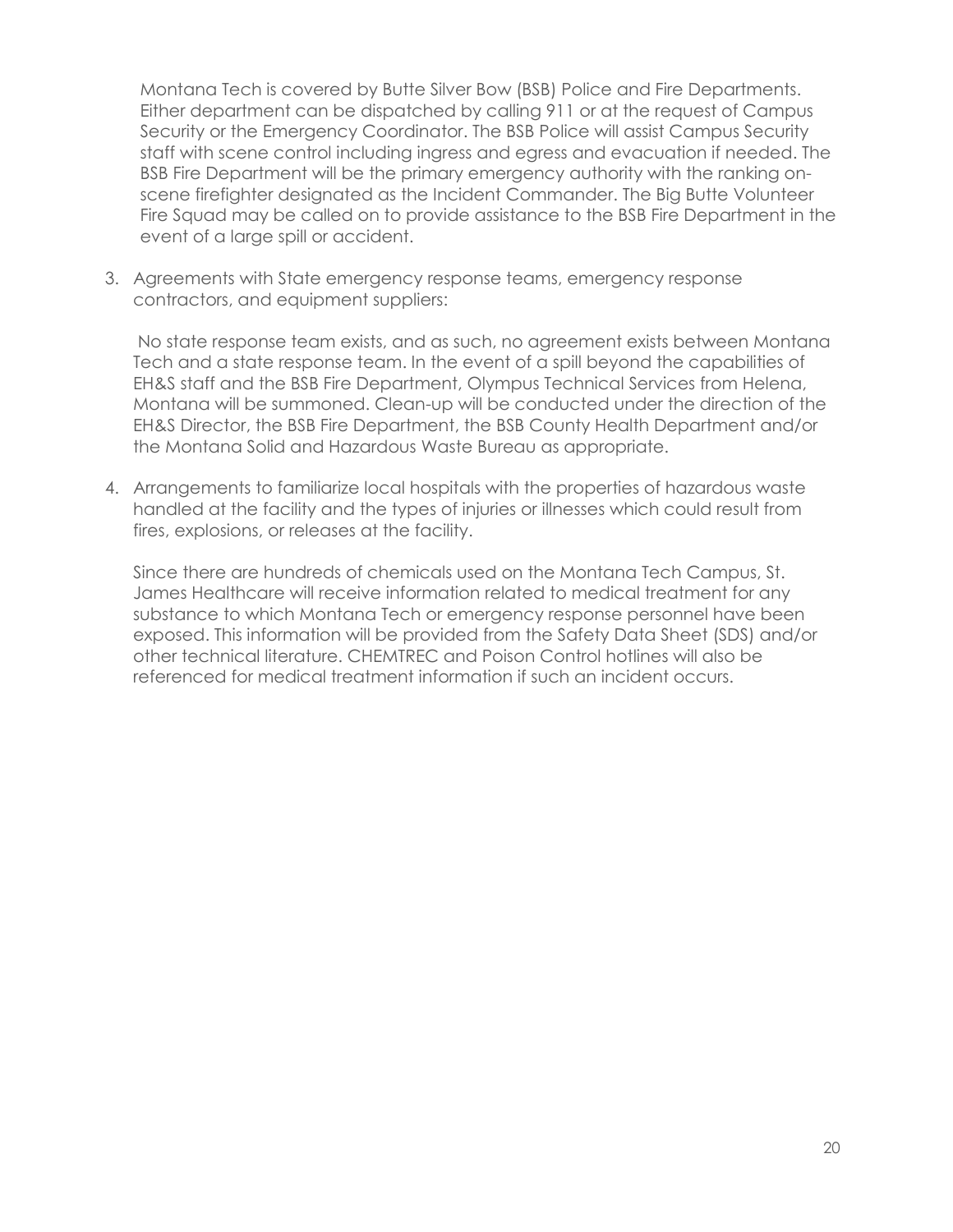Montana Tech is covered by Butte Silver Bow (BSB) Police and Fire Departments. Either department can be dispatched by calling 911 or at the request of Campus Security or the Emergency Coordinator. The BSB Police will assist Campus Security staff with scene control including ingress and egress and evacuation if needed. The BSB Fire Department will be the primary emergency authority with the ranking on-scene firefighter designated as the Incident Commander. The Big Butte Volunteer Fire Squad may be called on to provide assistance to the BSB Fire Department in the event of a large spill or accident.

3. Agreements with State emergency response teams, emergency response contractors, and equipment suppliers:

   No state response team exists, and as such, no agreement exists between Montana Tech and a state response team. In the event of a spill beyond the capabilities of EH&S staff and the BSB Fire Department, Olympus Technical Services from Helena, Montana will be summoned. Clean-up will be conducted under the direction of the EH&S Director, the BSB Fire Department, the BSB County Health Department and/or the Montana Solid and Hazardous Waste Bureau as appropriate.

4. Arrangements to familiarize local hospitals with the properties of hazardous waste handled at the facility and the types of injuries or illnesses which could result from fires, explosions, or releases at the facility.

   Since there are hundreds of chemicals used on the Montana Tech Campus, St. James Healthcare will receive information related to medical treatment for any substance to which Montana Tech or emergency response personnel have been exposed. This information will be provided from the Safety Data Sheet (SDS) and/or other technical literature. CHEMTREC and Poison Control hotlines will also be referenced for medical treatment information if such an incident occurs.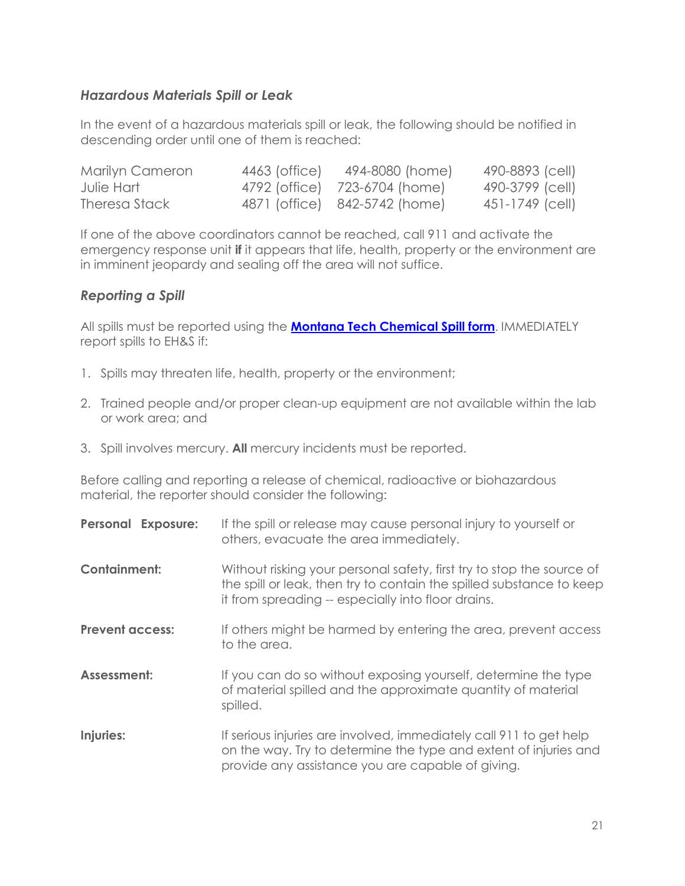### *Hazardous Materials Spill or Leak*

In the event of a hazardous materials spill or leak, the following should be notified in descending order until one of them is reached:

| | | | |
|---|---|---|---|
| Marilyn Cameron | 4463 (office) | 494-8080 (home) | 490-8893 (cell) |
| Julie Hart | 4792 (office) | 723-6704 (home) | 490-3799 (cell) |
| Theresa Stack | 4871 (office) | 842-5742 (home) | 451-1749 (cell) |

If one of the above coordinators cannot be reached, call 911 and activate the emergency response unit **if** it appears that life, health, property or the environment are in imminent jeopardy and sealing off the area will not suffice.

### *Reporting a Spill*

All spills must be reported using the **Montana Tech Chemical Spill form**. IMMEDIATELY report spills to EH&S if:

1. Spills may threaten life, health, property or the environment;
2. Trained people and/or proper clean-up equipment are not available within the lab or work area; and
3. Spill involves mercury. **All** mercury incidents must be reported.

Before calling and reporting a release of chemical, radioactive or biohazardous material, the reporter should consider the following:

**Personal Exposure:** If the spill or release may cause personal injury to yourself or others, evacuate the area immediately.

**Containment:** Without risking your personal safety, first try to stop the source of the spill or leak, then try to contain the spilled substance to keep it from spreading -- especially into floor drains.

**Prevent access:** If others might be harmed by entering the area, prevent access to the area.

**Assessment:** If you can do so without exposing yourself, determine the type of material spilled and the approximate quantity of material spilled.

**Injuries:** If serious injuries are involved, immediately call 911 to get help on the way. Try to determine the type and extent of injuries and provide any assistance you are capable of giving.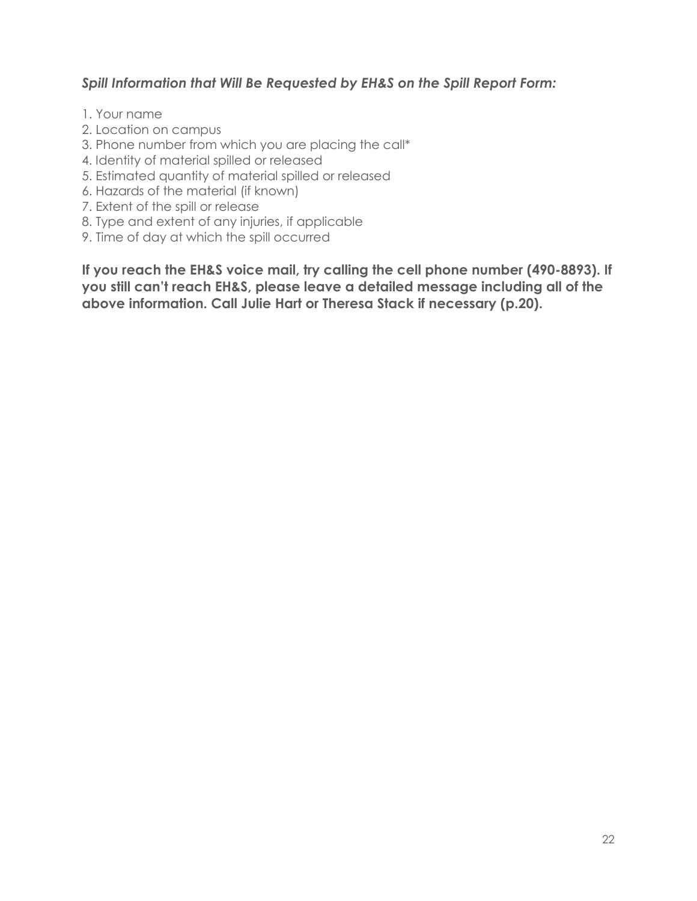### *Spill Information that Will Be Requested by EH&S on the Spill Report Form:*

1. Your name
2. Location on campus
3. Phone number from which you are placing the call*
4. Identity of material spilled or released
5. Estimated quantity of material spilled or released
6. Hazards of the material (if known)
7. Extent of the spill or release
8. Type and extent of any injuries, if applicable
9. Time of day at which the spill occurred

**If you reach the EH&S voice mail, try calling the cell phone number (490-8893). If you still can't reach EH&S, please leave a detailed message including all of the above information. Call Julie Hart or Theresa Stack if necessary (p.20).**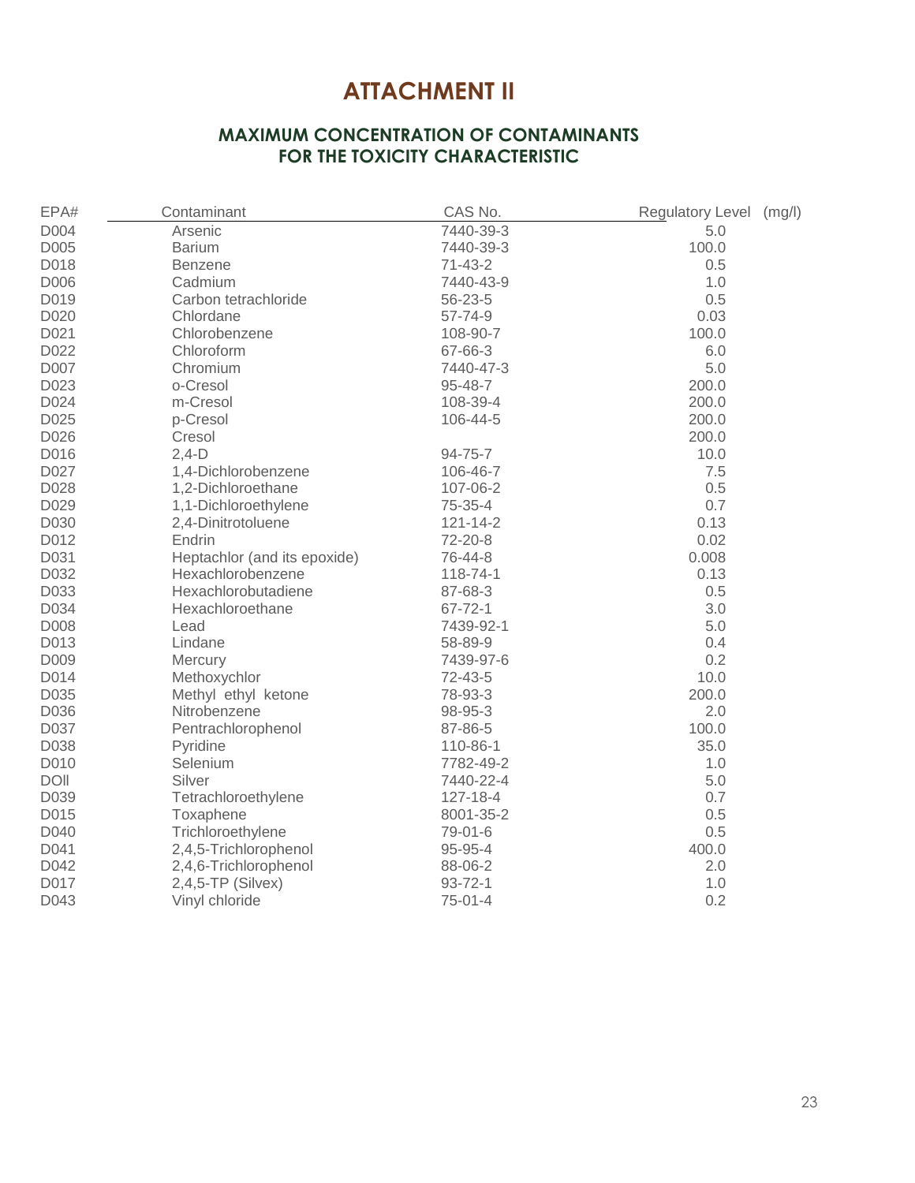# ATTACHMENT II

## MAXIMUM CONCENTRATION OF CONTAMINANTS FOR THE TOXICITY CHARACTERISTIC

| EPA# | Contaminant | CAS No. | Regulatory Level (mg/l) |
|---|---|---|---|
| D004 | Arsenic | 7440-39-3 | 5.0 |
| D005 | Barium | 7440-39-3 | 100.0 |
| D018 | Benzene | 71-43-2 | 0.5 |
| D006 | Cadmium | 7440-43-9 | 1.0 |
| D019 | Carbon tetrachloride | 56-23-5 | 0.5 |
| D020 | Chlordane | 57-74-9 | 0.03 |
| D021 | Chlorobenzene | 108-90-7 | 100.0 |
| D022 | Chloroform | 67-66-3 | 6.0 |
| D007 | Chromium | 7440-47-3 | 5.0 |
| D023 | o-Cresol | 95-48-7 | 200.0 |
| D024 | m-Cresol | 108-39-4 | 200.0 |
| D025 | p-Cresol | 106-44-5 | 200.0 |
| D026 | Cresol | | 200.0 |
| D016 | 2,4-D | 94-75-7 | 10.0 |
| D027 | 1,4-Dichlorobenzene | 106-46-7 | 7.5 |
| D028 | 1,2-Dichloroethane | 107-06-2 | 0.5 |
| D029 | 1,1-Dichloroethylene | 75-35-4 | 0.7 |
| D030 | 2,4-Dinitrotoluene | 121-14-2 | 0.13 |
| D012 | Endrin | 72-20-8 | 0.02 |
| D031 | Heptachlor (and its epoxide) | 76-44-8 | 0.008 |
| D032 | Hexachlorobenzene | 118-74-1 | 0.13 |
| D033 | Hexachlorobutadiene | 87-68-3 | 0.5 |
| D034 | Hexachloroethane | 67-72-1 | 3.0 |
| D008 | Lead | 7439-92-1 | 5.0 |
| D013 | Lindane | 58-89-9 | 0.4 |
| D009 | Mercury | 7439-97-6 | 0.2 |
| D014 | Methoxychlor | 72-43-5 | 10.0 |
| D035 | Methyl ethyl ketone | 78-93-3 | 200.0 |
| D036 | Nitrobenzene | 98-95-3 | 2.0 |
| D037 | Pentrachlorophenol | 87-86-5 | 100.0 |
| D038 | Pyridine | 110-86-1 | 35.0 |
| D010 | Selenium | 7782-49-2 | 1.0 |
| DOll | Silver | 7440-22-4 | 5.0 |
| D039 | Tetrachloroethylene | 127-18-4 | 0.7 |
| D015 | Toxaphene | 8001-35-2 | 0.5 |
| D040 | Trichloroethylene | 79-01-6 | 0.5 |
| D041 | 2,4,5-Trichlorophenol | 95-95-4 | 400.0 |
| D042 | 2,4,6-Trichlorophenol | 88-06-2 | 2.0 |
| D017 | 2,4,5-TP (Silvex) | 93-72-1 | 1.0 |
| D043 | Vinyl chloride | 75-01-4 | 0.2 |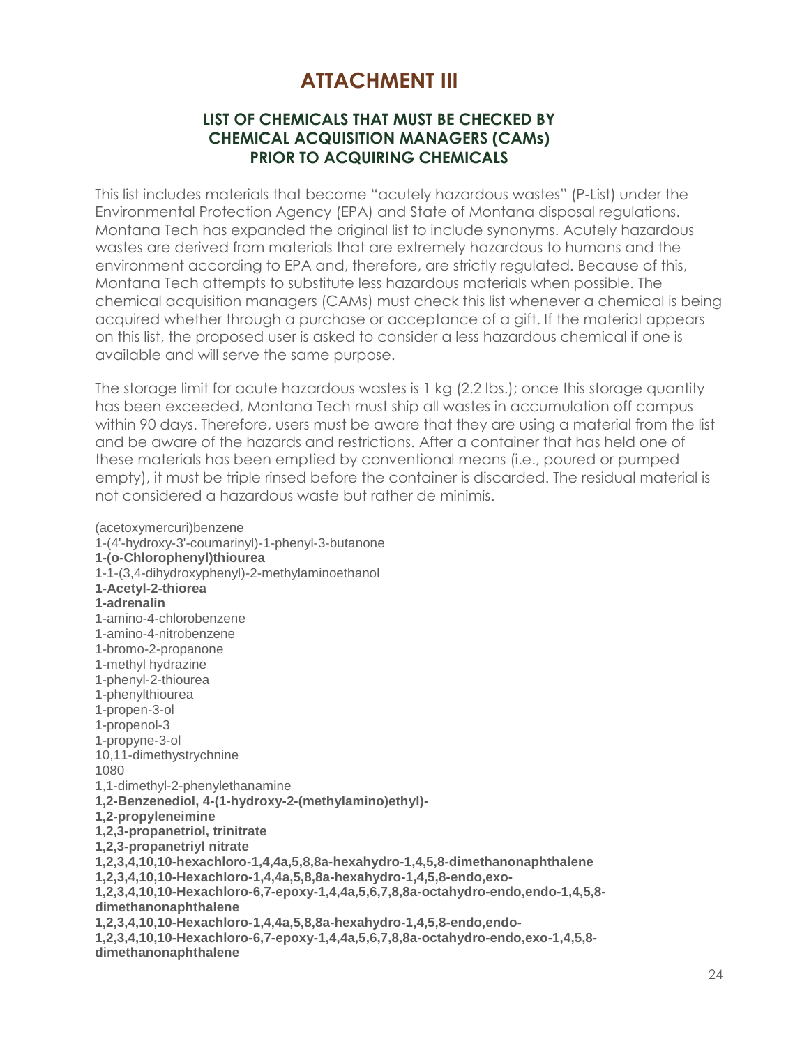# ATTACHMENT III

## LIST OF CHEMICALS THAT MUST BE CHECKED BY CHEMICAL ACQUISITION MANAGERS (CAMs) PRIOR TO ACQUIRING CHEMICALS

This list includes materials that become "acutely hazardous wastes" (P-List) under the Environmental Protection Agency (EPA) and State of Montana disposal regulations. Montana Tech has expanded the original list to include synonyms. Acutely hazardous wastes are derived from materials that are extremely hazardous to humans and the environment according to EPA and, therefore, are strictly regulated. Because of this, Montana Tech attempts to substitute less hazardous materials when possible. The chemical acquisition managers (CAMs) must check this list whenever a chemical is being acquired whether through a purchase or acceptance of a gift. If the material appears on this list, the proposed user is asked to consider a less hazardous chemical if one is available and will serve the same purpose.

The storage limit for acute hazardous wastes is 1 kg (2.2 lbs.); once this storage quantity has been exceeded, Montana Tech must ship all wastes in accumulation off campus within 90 days. Therefore, users must be aware that they are using a material from the list and be aware of the hazards and restrictions. After a container that has held one of these materials has been emptied by conventional means (i.e., poured or pumped empty), it must be triple rinsed before the container is discarded. The residual material is not considered a hazardous waste but rather de minimis.

(acetoxymercuri)benzene
1-(4'-hydroxy-3'-coumarinyl)-1-phenyl-3-butanone
**1-(o-Chlorophenyl)thiourea**
1-1-(3,4-dihydroxyphenyl)-2-methylaminoethanol
**1-Acetyl-2-thiorea**
**1-adrenalin**
1-amino-4-chlorobenzene
1-amino-4-nitrobenzene
1-bromo-2-propanone
1-methyl hydrazine
1-phenyl-2-thiourea
1-phenylthiourea
1-propen-3-ol
1-propenol-3
1-propyne-3-ol
10,11-dimethystrychnine
1080
1,1-dimethyl-2-phenylethanamine
**1,2-Benzenediol, 4-(1-hydroxy-2-(methylamino)ethyl)-**
**1,2-propyleneimine**
**1,2,3-propanetriol, trinitrate**
**1,2,3-propanetriyl nitrate**
**1,2,3,4,10,10-hexachloro-1,4,4a,5,8,8a-hexahydro-1,4,5,8-dimethanonaphthalene**
**1,2,3,4,10,10-Hexachloro-1,4,4a,5,8,8a-hexahydro-1,4,5,8-endo,exo-**
**1,2,3,4,10,10-Hexachloro-6,7-epoxy-1,4,4a,5,6,7,8,8a-octahydro-endo,endo-1,4,5,8-dimethanonaphthalene**
**1,2,3,4,10,10-Hexachloro-1,4,4a,5,8,8a-hexahydro-1,4,5,8-endo,endo-**
**1,2,3,4,10,10-Hexachloro-6,7-epoxy-1,4,4a,5,6,7,8,8a-octahydro-endo,exo-1,4,5,8-dimethanonaphthalene**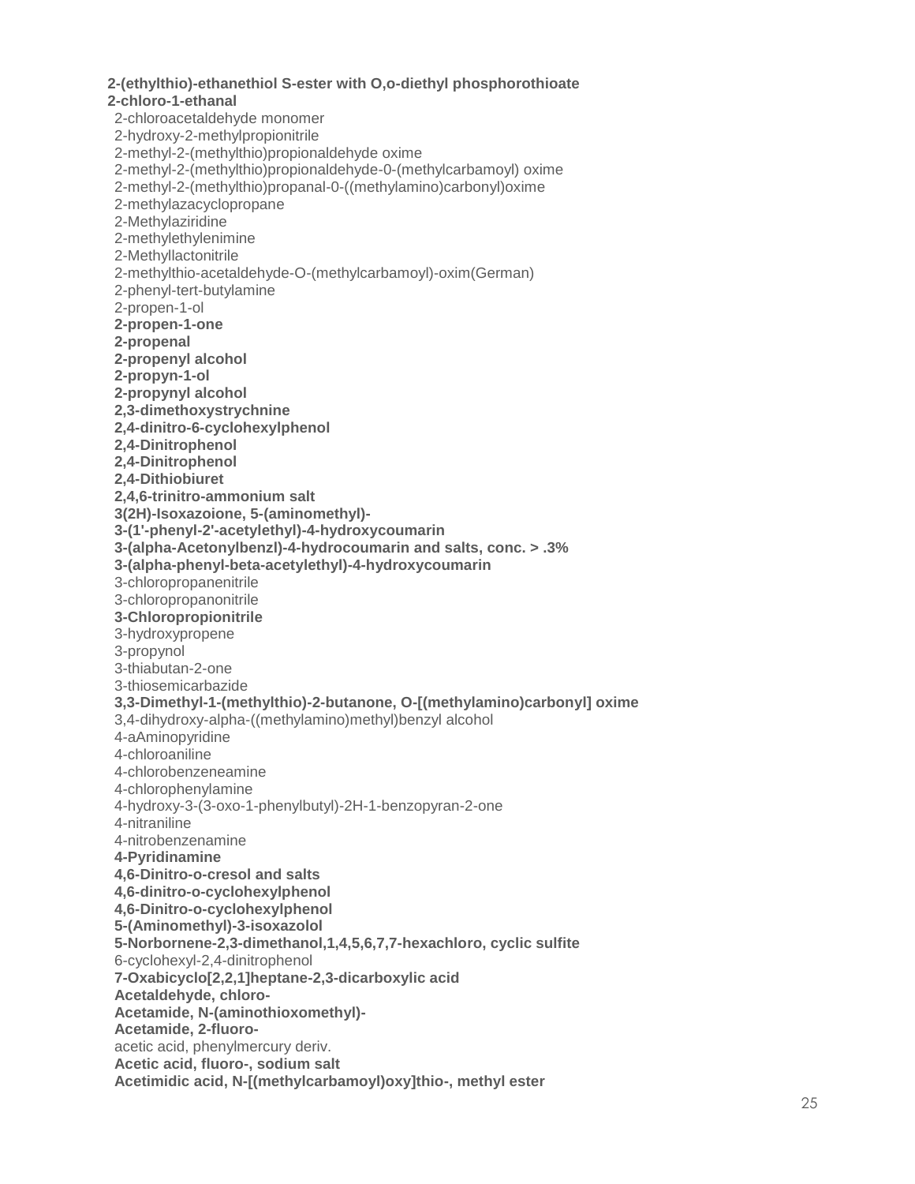**2-(ethylthio)-ethanethiol S-ester with O,o-diethyl phosphorothioate**
**2-chloro-1-ethanal**
2-chloroacetaldehyde monomer
2-hydroxy-2-methylpropionitrile
2-methyl-2-(methylthio)propionaldehyde oxime
2-methyl-2-(methylthio)propionaldehyde-0-(methylcarbamoyl) oxime
2-methyl-2-(methylthio)propanal-0-((methylamino)carbonyl)oxime
2-methylazacyclopropane
2-Methylaziridine
2-methylethylenimine
2-Methyllactonitrile
2-methylthio-acetaldehyde-O-(methylcarbamoyl)-oxim(German)
2-phenyl-tert-butylamine
2-propen-1-ol
**2-propen-1-one**
**2-propenal**
**2-propenyl alcohol**
**2-propyn-1-ol**
**2-propynyl alcohol**
**2,3-dimethoxystrychnine**
**2,4-dinitro-6-cyclohexylphenol**
**2,4-Dinitrophenol**
**2,4-Dinitrophenol**
**2,4-Dithiobiuret**
**2,4,6-trinitro-ammonium salt**
**3(2H)-Isoxazoione, 5-(aminomethyl)-**
**3-(1'-phenyl-2'-acetylethyl)-4-hydroxycoumarin**
**3-(alpha-Acetonylbenzl)-4-hydrocoumarin and salts, conc. > .3%**
**3-(alpha-phenyl-beta-acetylethyl)-4-hydroxycoumarin**
3-chloropropanenitrile
3-chloropropanonitrile
**3-Chloropropionitrile**
3-hydroxypropene
3-propynol
3-thiabutan-2-one
3-thiosemicarbazide
**3,3-Dimethyl-1-(methylthio)-2-butanone, O-[(methylamino)carbonyl] oxime**
3,4-dihydroxy-alpha-((methylamino)methyl)benzyl alcohol
4-aAminopyridine
4-chloroaniline
4-chlorobenzeneamine
4-chlorophenylamine
4-hydroxy-3-(3-oxo-1-phenylbutyl)-2H-1-benzopyran-2-one
4-nitraniline
4-nitrobenzenamine
**4-Pyridinamine**
**4,6-Dinitro-o-cresol and salts**
**4,6-dinitro-o-cyclohexylphenol**
**4,6-Dinitro-o-cyclohexylphenol**
**5-(Aminomethyl)-3-isoxazolol**
**5-Norbornene-2,3-dimethanol,1,4,5,6,7,7-hexachloro, cyclic sulfite**
6-cyclohexyl-2,4-dinitrophenol
**7-Oxabicyclo[2,2,1]heptane-2,3-dicarboxylic acid**
**Acetaldehyde, chloro-**
**Acetamide, N-(aminothioxomethyl)-**
**Acetamide, 2-fluoro-**
acetic acid, phenylmercury deriv.
**Acetic acid, fluoro-, sodium salt**
**Acetimidic acid, N-[(methylcarbamoyl)oxy]thio-, methyl ester**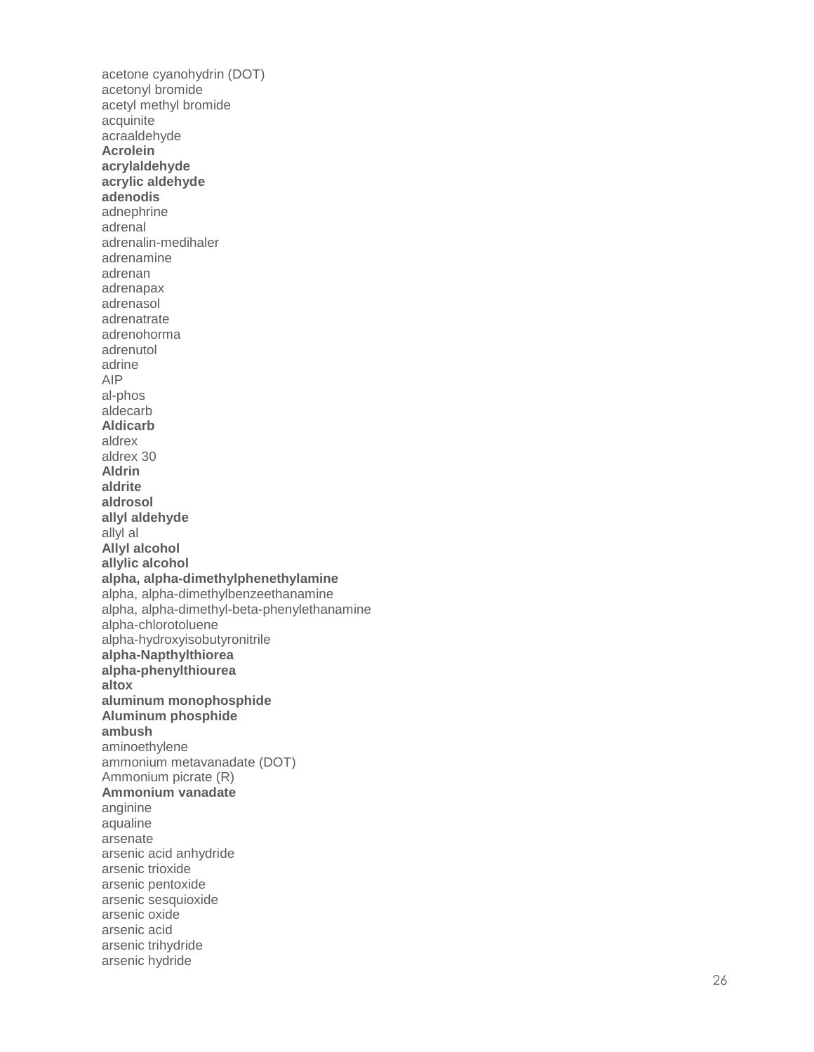acetone cyanohydrin (DOT)
acetonyl bromide
acetyl methyl bromide
acquinite
acraaldehyde
**Acrolein**
**acrylaldehyde**
**acrylic aldehyde**
**adenodis**
adnephrine
adrenal
adrenalin-medihaler
adrenamine
adrenan
adrenapax
adrenasol
adrenatrate
adrenohorma
adrenutol
adrine
AIP
al-phos
aldecarb
**Aldicarb**
aldrex
aldrex 30
**Aldrin**
**aldrite**
**aldrosol**
**allyl aldehyde**
allyl al
**Allyl alcohol**
**allylic alcohol**
**alpha, alpha-dimethylphenethylamine**
alpha, alpha-dimethylbenzeethanamine
alpha, alpha-dimethyl-beta-phenylethanamine
alpha-chlorotoluene
alpha-hydroxyisobutyronitrile
**alpha-Napthylthiorea**
**alpha-phenylthiourea**
**altox**
**aluminum monophosphide**
**Aluminum phosphide**
**ambush**
aminoethylene
ammonium metavanadate (DOT)
Ammonium picrate (R)
**Ammonium vanadate**
anginine
aqualine
arsenate
arsenic acid anhydride
arsenic trioxide
arsenic pentoxide
arsenic sesquioxide
arsenic oxide
arsenic acid
arsenic trihydride
arsenic hydride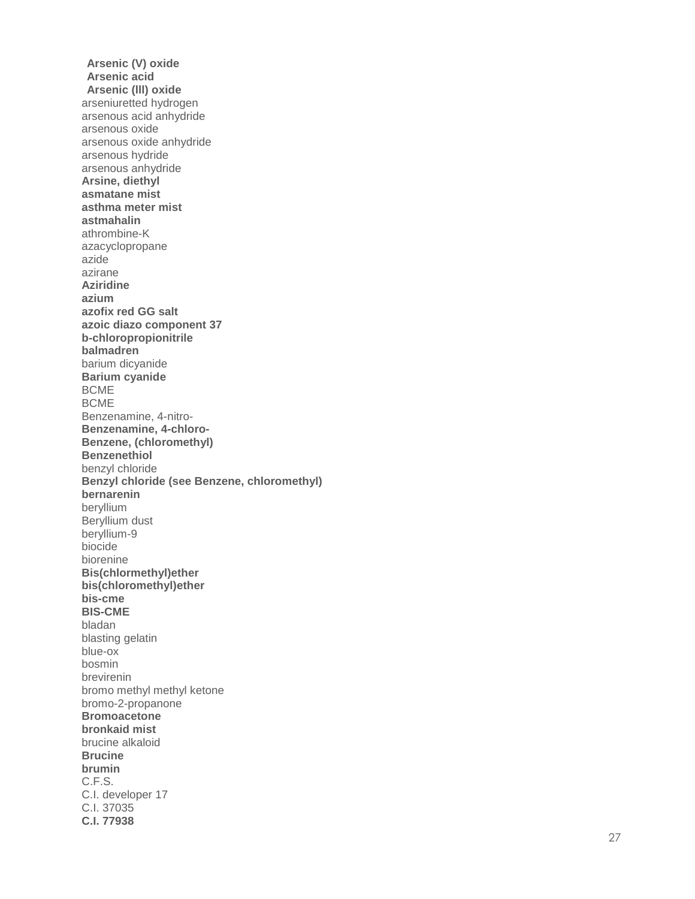**Arsenic (V) oxide**
**Arsenic acid**
**Arsenic (III) oxide**
arseniuretted hydrogen
arsenous acid anhydride
arsenous oxide
arsenous oxide anhydride
arsenous hydride
arsenous anhydride
**Arsine, diethyl**
**asmatane mist**
**asthma meter mist**
**astmahalin**
athrombine-K
azacyclopropane
azide
azirane
**Aziridine**
**azium**
**azofix red GG salt**
**azoic diazo component 37**
**b-chloropropionitrile**
**balmadren**
barium dicyanide
**Barium cyanide**
BCME
BCME
Benzenamine, 4-nitro-
**Benzenamine, 4-chloro-**
**Benzene, (chloromethyl)**
**Benzenethiol**
benzyl chloride
**Benzyl chloride (see Benzene, chloromethyl)**
**bernarenin**
beryllium
Beryllium dust
beryllium-9
biocide
biorenine
**Bis(chlormethyl)ether**
**bis(chloromethyl)ether**
**bis-cme**
**BIS-CME**
bladan
blasting gelatin
blue-ox
bosmin
brevirenin
bromo methyl methyl ketone
bromo-2-propanone
**Bromoacetone**
**bronkaid mist**
brucine alkaloid
**Brucine**
**brumin**
C.F.S.
C.I. developer 17
C.I. 37035
**C.I. 77938**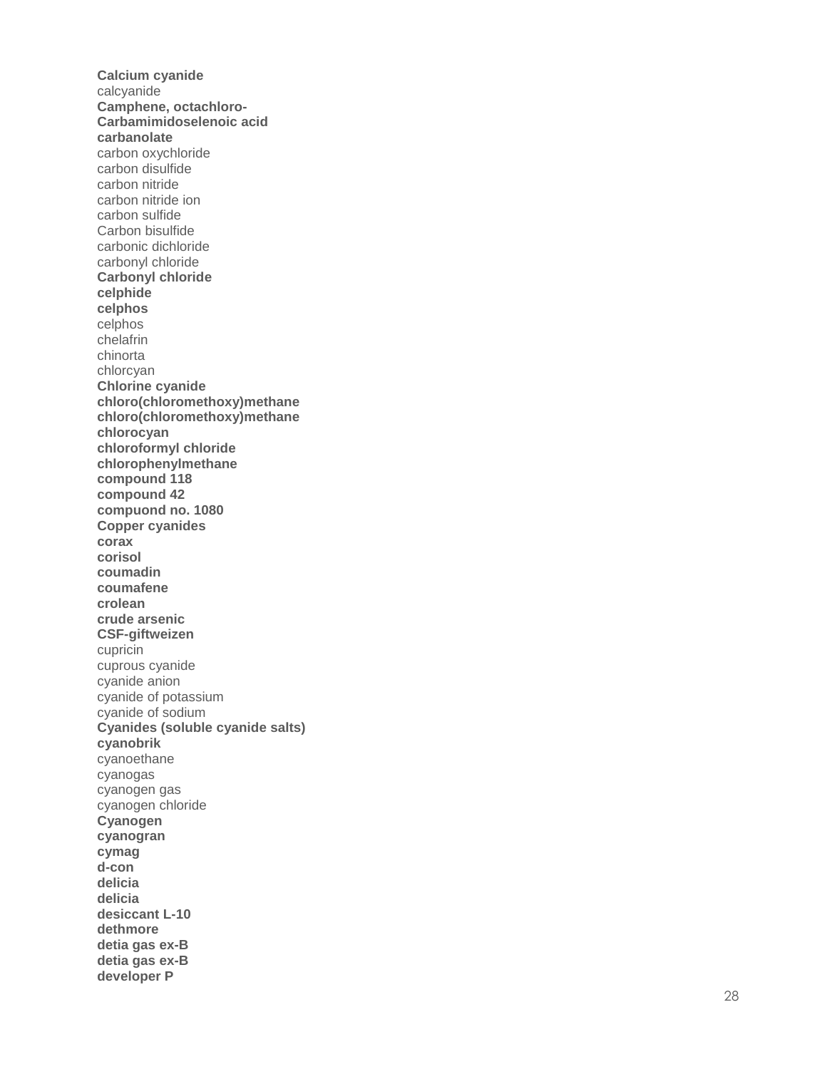**Calcium cyanide**
calcyanide
**Camphene, octachloro-**
**Carbamimidoselenoic acid**
**carbanolate**
carbon oxychloride
carbon disulfide
carbon nitride
carbon nitride ion
carbon sulfide
Carbon bisulfide
carbonic dichloride
carbonyl chloride
**Carbonyl chloride**
**celphide**
**celphos**
celphos
chelafrin
chinorta
chlorcyan
**Chlorine cyanide**
**chloro(chloromethoxy)methane**
**chloro(chloromethoxy)methane**
**chlorocyan**
**chloroformyl chloride**
**chlorophenylmethane**
**compound 118**
**compound 42**
**compuond no. 1080**
**Copper cyanides**
**corax**
**corisol**
**coumadin**
**coumafene**
**crolean**
**crude arsenic**
**CSF-giftweizen**
cupricin
cuprous cyanide
cyanide anion
cyanide of potassium
cyanide of sodium
**Cyanides (soluble cyanide salts)**
**cyanobrik**
cyanoethane
cyanogas
cyanogen gas
cyanogen chloride
**Cyanogen**
**cyanogran**
**cymag**
**d-con**
**delicia**
**delicia**
**desiccant L-10**
**dethmore**
**detia gas ex-B**
**detia gas ex-B**
**developer P**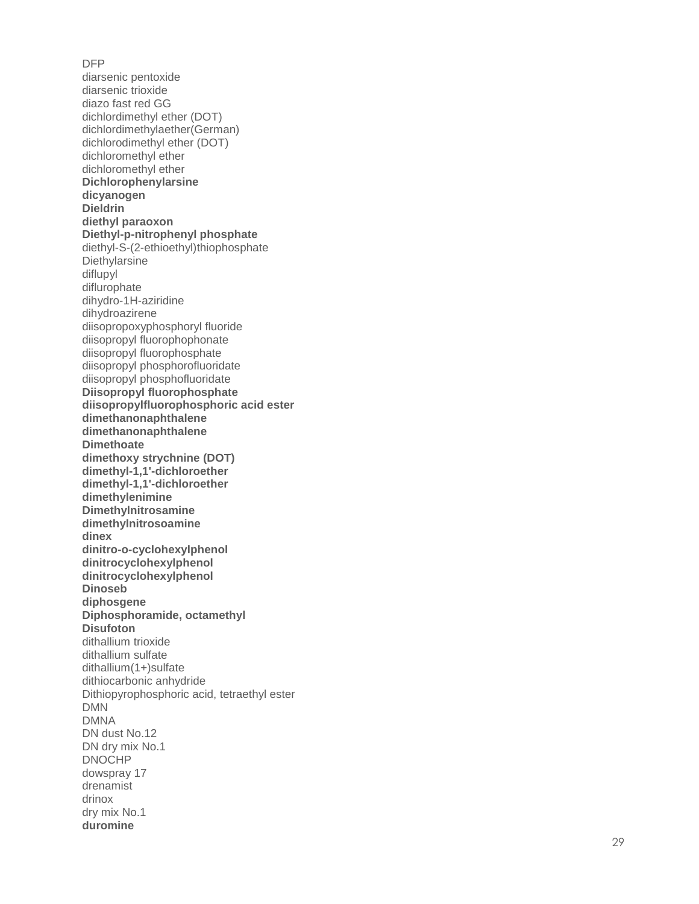DFP
diarsenic pentoxide
diarsenic trioxide
diazo fast red GG
dichlordimethyl ether (DOT)
dichlordimethylaether(German)
dichlorodimethyl ether (DOT)
dichloromethyl ether
dichloromethyl ether
**Dichlorophenylarsine**
**dicyanogen**
**Dieldrin**
**diethyl paraoxon**
**Diethyl-p-nitrophenyl phosphate**
diethyl-S-(2-ethioethyl)thiophosphate
Diethylarsine
diflupyl
diflurophate
dihydro-1H-aziridine
dihydroazirene
diisopropoxyphosphoryl fluoride
diisopropyl fluorophophonate
diisopropyl fluorophosphate
diisopropyl phosphorofluoridate
diisopropyl phosphofluoridate
**Diisopropyl fluorophosphate**
**diisopropylfluorophosphoric acid ester**
**dimethanonaphthalene**
**dimethanonaphthalene**
**Dimethoate**
**dimethoxy strychnine (DOT)**
**dimethyl-1,1'-dichloroether**
**dimethyl-1,1'-dichloroether**
**dimethylenimine**
**Dimethylnitrosamine**
**dimethylnitrosoamine**
**dinex**
**dinitro-o-cyclohexylphenol**
**dinitrocyclohexylphenol**
**dinitrocyclohexylphenol**
**Dinoseb**
**diphosgene**
**Diphosphoramide, octamethyl**
**Disufoton**
dithallium trioxide
dithallium sulfate
dithallium(1+)sulfate
dithiocarbonic anhydride
Dithiopyrophosphoric acid, tetraethyl ester
DMN
DMNA
DN dust No.12
DN dry mix No.1
DNOCHP
dowspray 17
drenamist
drinox
dry mix No.1
**duromine**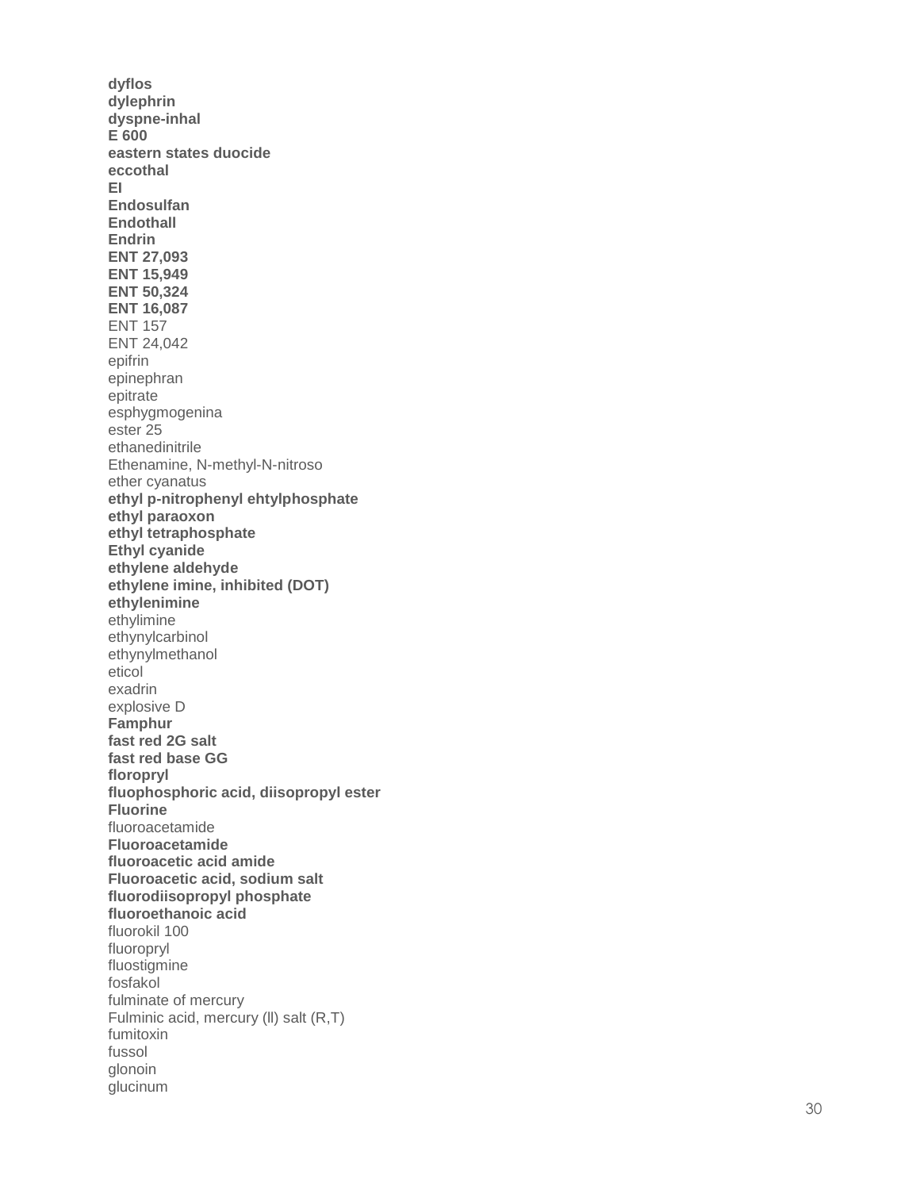**dyflos**
**dylephrin**
**dyspne-inhal**
**E 600**
**eastern states duocide**
**eccothal**
**EI**
**Endosulfan**
**Endothall**
**Endrin**
**ENT 27,093**
**ENT 15,949**
**ENT 50,324**
**ENT 16,087**
ENT 157
ENT 24,042
epifrin
epinephran
epitrate
esphygmogenina
ester 25
ethanedinitrile
Ethenamine, N-methyl-N-nitroso
ether cyanatus
**ethyl p-nitrophenyl ehtylphosphate**
**ethyl paraoxon**
**ethyl tetraphosphate**
**Ethyl cyanide**
**ethylene aldehyde**
**ethylene imine, inhibited (DOT)**
**ethylenimine**
ethylimine
ethynylcarbinol
ethynylmethanol
eticol
exadrin
explosive D
**Famphur**
**fast red 2G salt**
**fast red base GG**
**floropryl**
**fluophosphoric acid, diisopropyl ester**
**Fluorine**
fluoroacetamide
**Fluoroacetamide**
**fluoroacetic acid amide**
**Fluoroacetic acid, sodium salt**
**fluorodiisopropyl phosphate**
**fluoroethanoic acid**
fluorokil 100
fluoropryl
fluostigmine
fosfakol
fulminate of mercury
Fulminic acid, mercury (ll) salt (R,T)
fumitoxin
fussol
glonoin
glucinum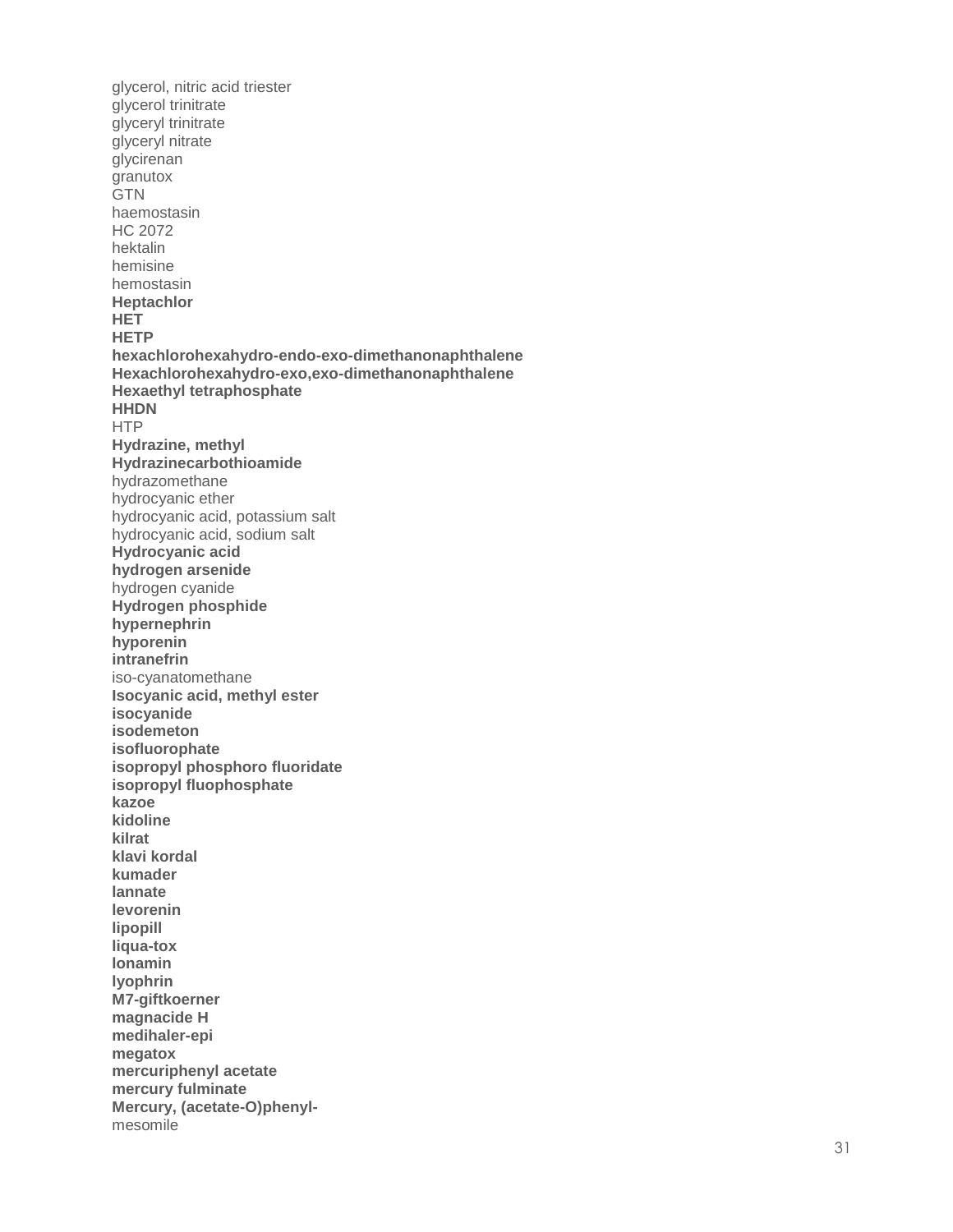glycerol, nitric acid triester
glycerol trinitrate
glyceryl trinitrate
glyceryl nitrate
glycirenan
granutox
GTN
haemostasin
HC 2072
hektalin
hemisine
hemostasin
**Heptachlor**
**HET**
**HETP**
**hexachlorohexahydro-endo-exo-dimethanonaphthalene**
**Hexachlorohexahydro-exo,exo-dimethanonaphthalene**
**Hexaethyl tetraphosphate**
**HHDN**
HTP
**Hydrazine, methyl**
**Hydrazinecarbothioamide**
hydrazomethane
hydrocyanic ether
hydrocyanic acid, potassium salt
hydrocyanic acid, sodium salt
**Hydrocyanic acid**
**hydrogen arsenide**
hydrogen cyanide
**Hydrogen phosphide**
**hypernephrin**
**hyporenin**
**intranefrin**
iso-cyanatomethane
**Isocyanic acid, methyl ester**
**isocyanide**
**isodemeton**
**isofluorophate**
**isopropyl phosphoro fluoridate**
**isopropyl fluophosphate**
**kazoe**
**kidoline**
**kilrat**
**klavi kordal**
**kumader**
**lannate**
**levorenin**
**lipopill**
**liqua-tox**
**lonamin**
**lyophrin**
**M7-giftkoerner**
**magnacide H**
**medihaler-epi**
**megatox**
**mercuriphenyl acetate**
**mercury fulminate**
**Mercury, (acetate-O)phenyl-**
mesomile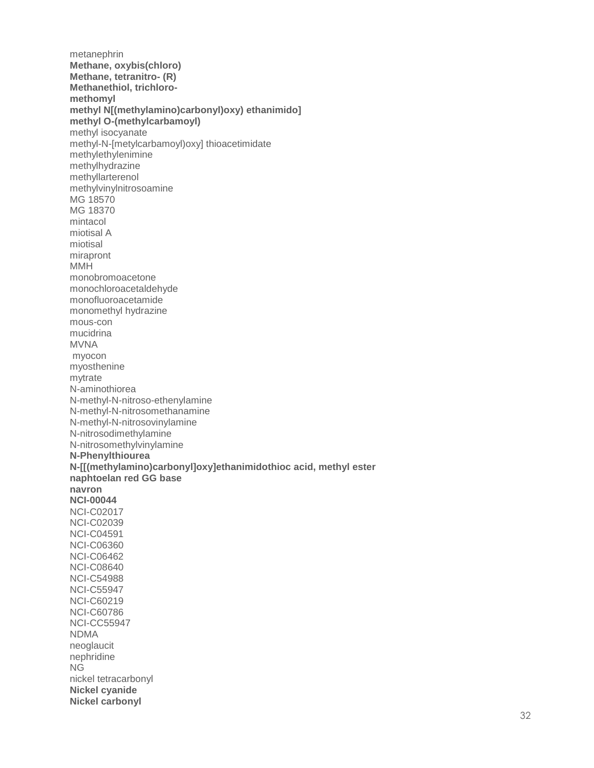metanephrin
**Methane, oxybis(chloro)**
**Methane, tetranitro- (R)**
**Methanethiol, trichloro-**
**methomyl**
**methyl N[(methylamino)carbonyl)oxy) ethanimido]**
**methyl O-(methylcarbamoyl)**
methyl isocyanate
methyl-N-[metylcarbamoyl)oxy] thioacetimidate
methylethylenimine
methylhydrazine
methyllarterenol
methylvinylnitrosoamine
MG 18570
MG 18370
mintacol
miotisal A
miotisal
mirapront
MMH
monobromoacetone
monochloroacetaldehyde
monofluoroacetamide
monomethyl hydrazine
mous-con
mucidrina
MVNA
myocon
myosthenine
mytrate
N-aminothiorea
N-methyl-N-nitroso-ethenylamine
N-methyl-N-nitrosomethanamine
N-methyl-N-nitrosovinylamine
N-nitrosodimethylamine
N-nitrosomethylvinylamine
**N-Phenylthiourea**
**N-[[(methylamino)carbonyl]oxy]ethanimidothioc acid, methyl ester**
**naphtoelan red GG base**
**navron**
**NCI-00044**
NCI-C02017
NCI-C02039
NCI-C04591
NCI-C06360
NCI-C06462
NCI-C08640
NCI-C54988
NCI-C55947
NCI-C60219
NCI-C60786
NCI-CC55947
NDMA
neoglaucit
nephridine
NG
nickel tetracarbonyl
**Nickel cyanide**
**Nickel carbonyl**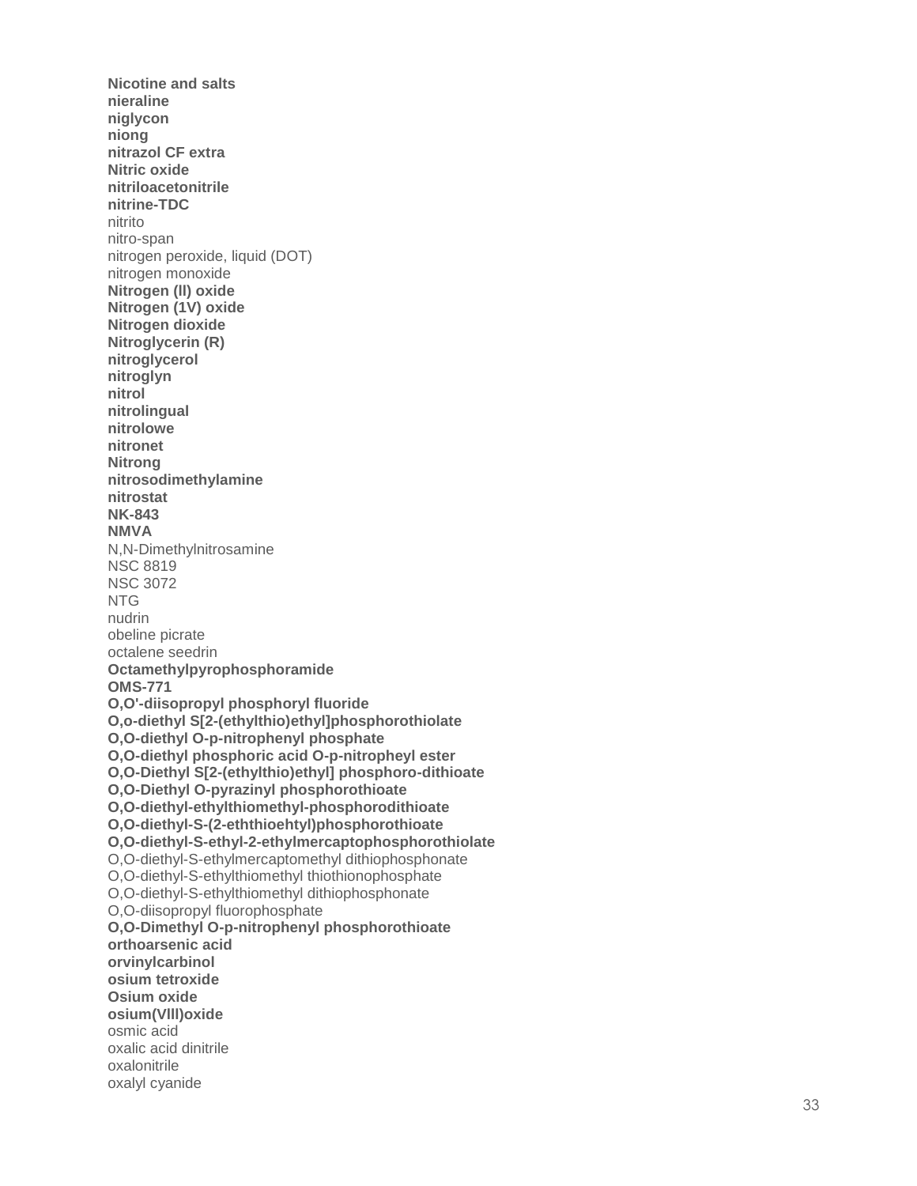**Nicotine and salts**
**nieraline**
**niglycon**
**niong**
**nitrazol CF extra**
**Nitric oxide**
**nitriloacetonitrile**
**nitrine-TDC**
nitrito
nitro-span
nitrogen peroxide, liquid (DOT)
nitrogen monoxide
**Nitrogen (ll) oxide**
**Nitrogen (1V) oxide**
**Nitrogen dioxide**
**Nitroglycerin (R)**
**nitroglycerol**
**nitroglyn**
**nitrol**
**nitrolingual**
**nitrolowe**
**nitronet**
**Nitrong**
**nitrosodimethylamine**
**nitrostat**
**NK-843**
**NMVA**
N,N-Dimethylnitrosamine
NSC 8819
NSC 3072
NTG
nudrin
obeline picrate
octalene seedrin
**Octamethylpyrophosphoramide**
**OMS-771**
**O,O'-diisopropyl phosphoryl fluoride**
**O,o-diethyl S[2-(ethylthio)ethyl]phosphorothiolate**
**O,O-diethyl O-p-nitrophenyl phosphate**
**O,O-diethyl phosphoric acid O-p-nitropheyl ester**
**O,O-Diethyl S[2-(ethylthio)ethyl] phosphoro-dithioate**
**O,O-Diethyl O-pyrazinyl phosphorothioate**
**O,O-diethyl-ethylthiomethyl-phosphorodithioate**
**O,O-diethyl-S-(2-eththioehtyl)phosphorothioate**
**O,O-diethyl-S-ethyl-2-ethylmercaptophosphorothiolate**
O,O-diethyl-S-ethylmercaptomethyl dithiophosphonate
O,O-diethyl-S-ethylthiomethyl thiothionophosphate
O,O-diethyl-S-ethylthiomethyl dithiophosphonate
O,O-diisopropyl fluorophosphate
**O,O-Dimethyl O-p-nitrophenyl phosphorothioate**
**orthoarsenic acid**
**orvinylcarbinol**
**osium tetroxide**
**Osium oxide**
**osium(Vlll)oxide**
osmic acid
oxalic acid dinitrile
oxalonitrile
oxalyl cyanide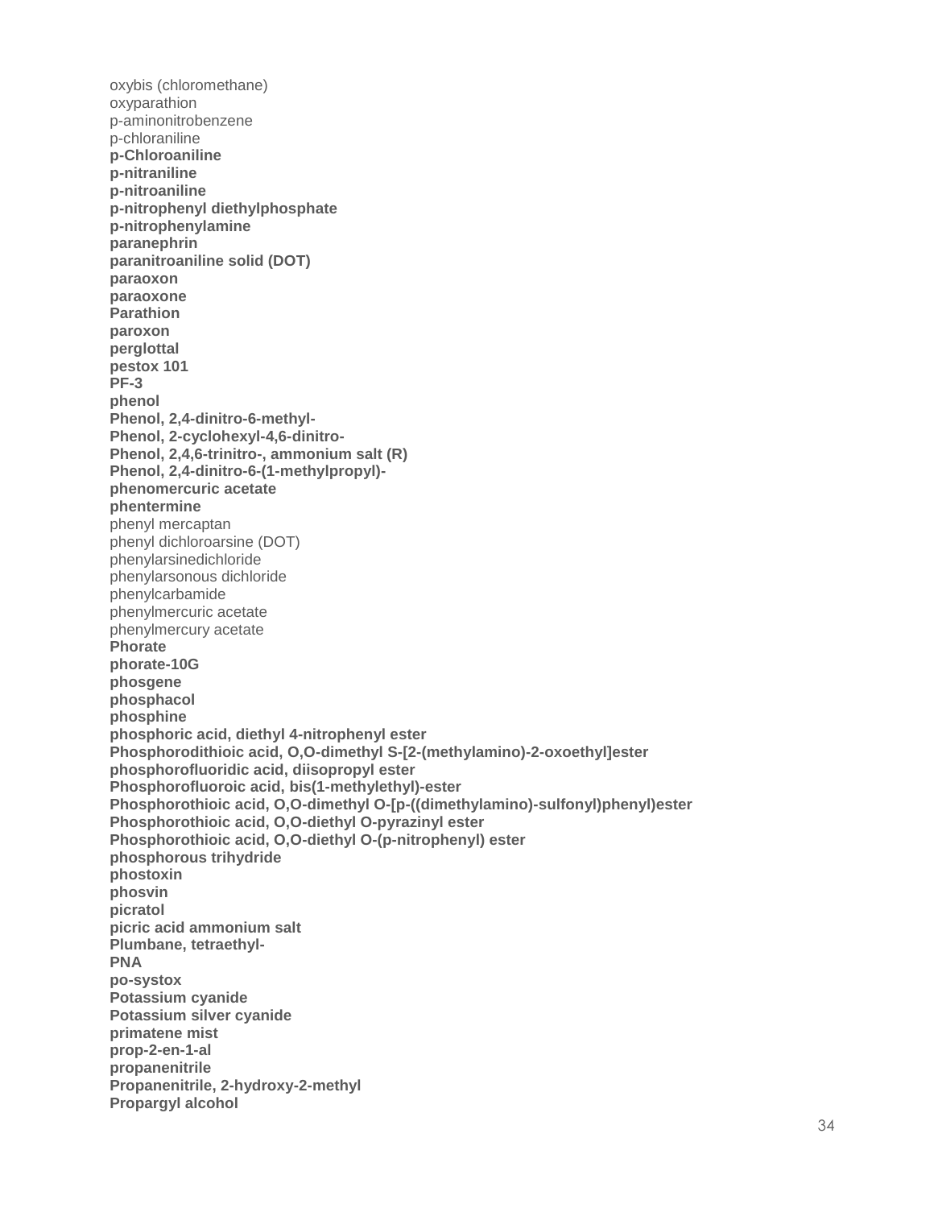oxybis (chloromethane)
oxyparathion
p-aminonitrobenzene
p-chloraniline
**p-Chloroaniline**
**p-nitraniline**
**p-nitroaniline**
**p-nitrophenyl diethylphosphate**
**p-nitrophenylamine**
**paranephrin**
**paranitroaniline solid (DOT)**
**paraoxon**
**paraoxone**
**Parathion**
**paroxon**
**perglottal**
**pestox 101**
**PF-3**
**phenol**
**Phenol, 2,4-dinitro-6-methyl-**
**Phenol, 2-cyclohexyl-4,6-dinitro-**
**Phenol, 2,4,6-trinitro-, ammonium salt (R)**
**Phenol, 2,4-dinitro-6-(1-methylpropyl)-**
**phenomercuric acetate**
**phentermine**
phenyl mercaptan
phenyl dichloroarsine (DOT)
phenylarsinedichloride
phenylarsonous dichloride
phenylcarbamide
phenylmercuric acetate
phenylmercury acetate
**Phorate**
**phorate-10G**
**phosgene**
**phosphacol**
**phosphine**
**phosphoric acid, diethyl 4-nitrophenyl ester**
**Phosphorodithioic acid, O,O-dimethyl S-[2-(methylamino)-2-oxoethyl]ester**
**phosphorofluoridic acid, diisopropyl ester**
**Phosphorofluoroic acid, bis(1-methylethyl)-ester**
**Phosphorothioic acid, O,O-dimethyl O-[p-((dimethylamino)-sulfonyl)phenyl)ester**
**Phosphorothioic acid, O,O-diethyl O-pyrazinyl ester**
**Phosphorothioic acid, O,O-diethyl O-(p-nitrophenyl) ester**
**phosphorous trihydride**
**phostoxin**
**phosvin**
**picratol**
**picric acid ammonium salt**
**Plumbane, tetraethyl-**
**PNA**
**po-systox**
**Potassium cyanide**
**Potassium silver cyanide**
**primatene mist**
**prop-2-en-1-al**
**propanenitrile**
**Propanenitrile, 2-hydroxy-2-methyl**
**Propargyl alcohol**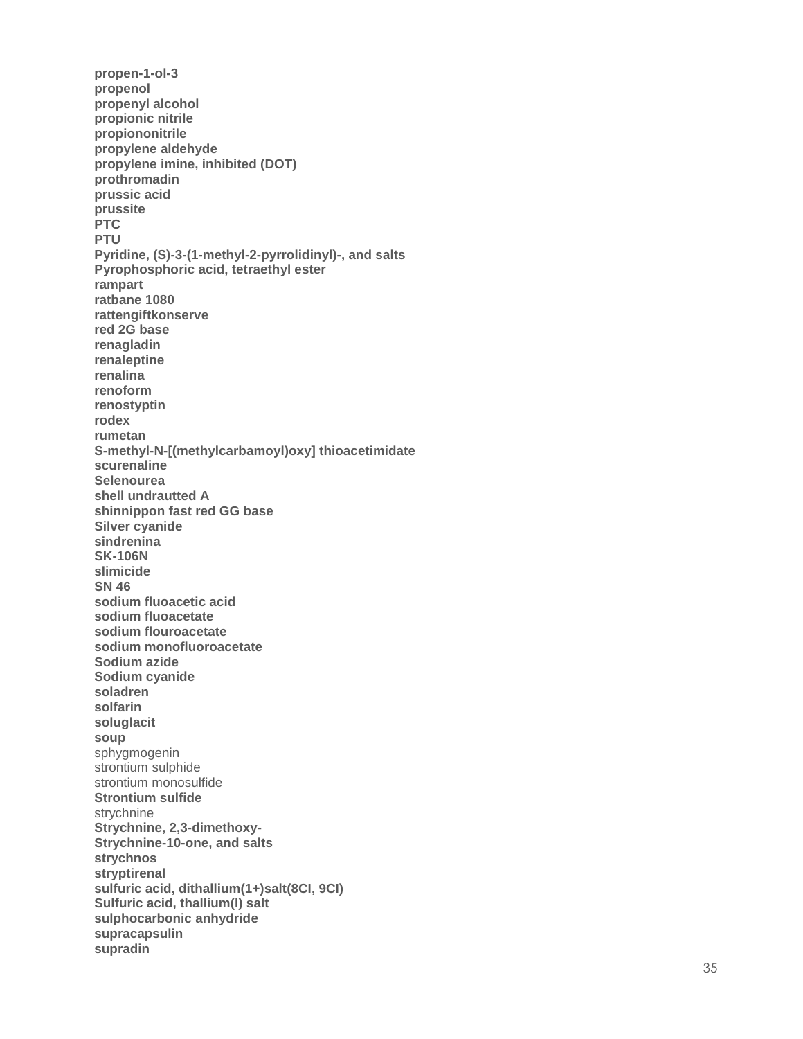**propen-1-ol-3**
**propenol**
**propenyl alcohol**
**propionic nitrile**
**propiononitrile**
**propylene aldehyde**
**propylene imine, inhibited (DOT)**
**prothromadin**
**prussic acid**
**prussite**
**PTC**
**PTU**
**Pyridine, (S)-3-(1-methyl-2-pyrrolidinyl)-, and salts**
**Pyrophosphoric acid, tetraethyl ester**
**rampart**
**ratbane 1080**
**rattengiftkonserve**
**red 2G base**
**renagladin**
**renaleptine**
**renalina**
**renoform**
**renostyptin**
**rodex**
**rumetan**
**S-methyl-N-[(methylcarbamoyl)oxy] thioacetimidate**
**scurenaline**
**Selenourea**
**shell undrautted A**
**shinnippon fast red GG base**
**Silver cyanide**
**sindrenina**
**SK-106N**
**slimicide**
**SN 46**
**sodium fluoacetic acid**
**sodium fluoacetate**
**sodium flouroacetate**
**sodium monofluoroacetate**
**Sodium azide**
**Sodium cyanide**
**soladren**
**solfarin**
**soluglacit**
**soup**
sphygmogenin
strontium sulphide
strontium monosulfide
**Strontium sulfide**
strychnine
**Strychnine, 2,3-dimethoxy-**
**Strychnine-10-one, and salts**
**strychnos**
**stryptirenal**
**sulfuric acid, dithallium(1+)salt(8CI, 9CI)**
**Sulfuric acid, thallium(I) salt**
**sulphocarbonic anhydride**
**supracapsulin**
**supradin**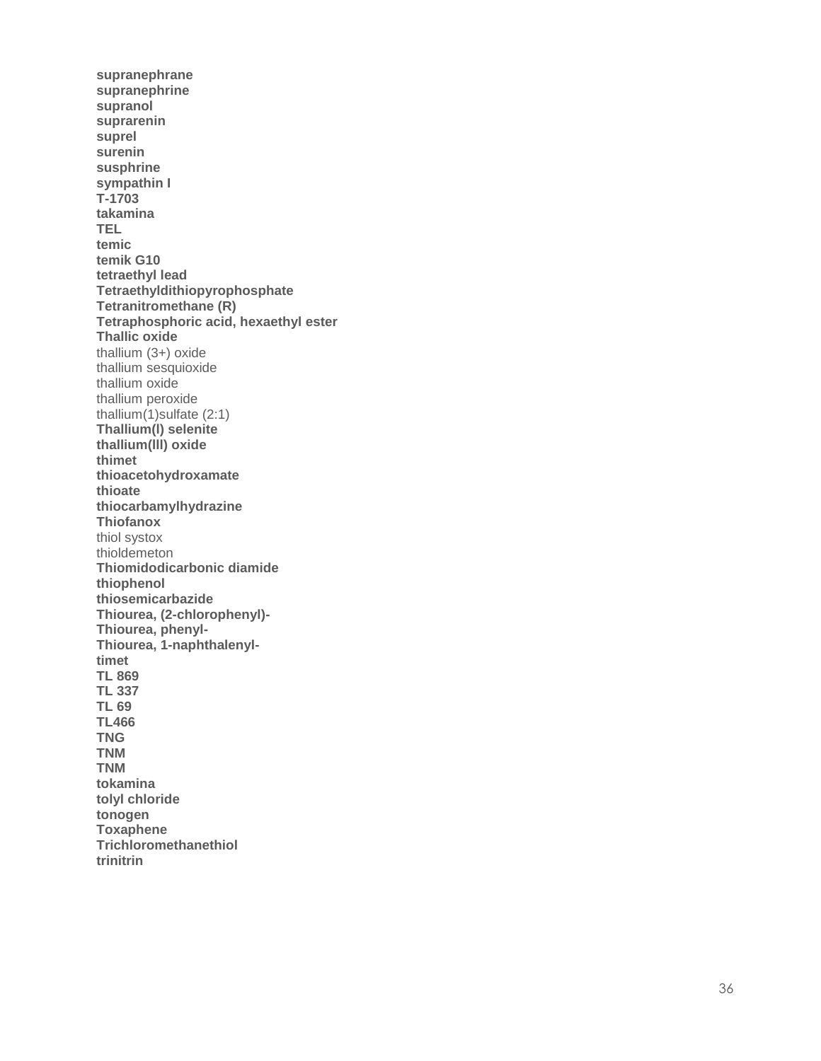**supranephrane**  
**supranephrine**  
**supranol**  
**suprarenin**  
**suprel**  
**surenin**  
**susphrine**  
**sympathin I**  
**T-1703**  
**takamina**  
**TEL**  
**temic**  
**temik G10**  
**tetraethyl lead**  
**Tetraethyldithiopyrophosphate**  
**Tetranitromethane (R)**  
**Tetraphosphoric acid, hexaethyl ester**  
**Thallic oxide**  
thallium (3+) oxide  
thallium sesquioxide  
thallium oxide  
thallium peroxide  
thallium(1)sulfate (2:1)  
**Thallium(I) selenite**  
**thallium(III) oxide**  
**thimet**  
**thioacetohydroxamate**  
**thioate**  
**thiocarbamylhydrazine**  
**Thiofanox**  
thiol systox  
thioldemeton  
**Thiomidodicarbonic diamide**  
**thiophenol**  
**thiosemicarbazide**  
**Thiourea, (2-chlorophenyl)-**  
**Thiourea, phenyl-**  
**Thiourea, 1-naphthalenyl-**  
**timet**  
**TL 869**  
**TL 337**  
**TL 69**  
**TL466**  
**TNG**  
**TNM**  
**TNM**  
**tokamina**  
**tolyl chloride**  
**tonogen**  
**Toxaphene**  
**Trichloromethanethiol**  
**trinitrin**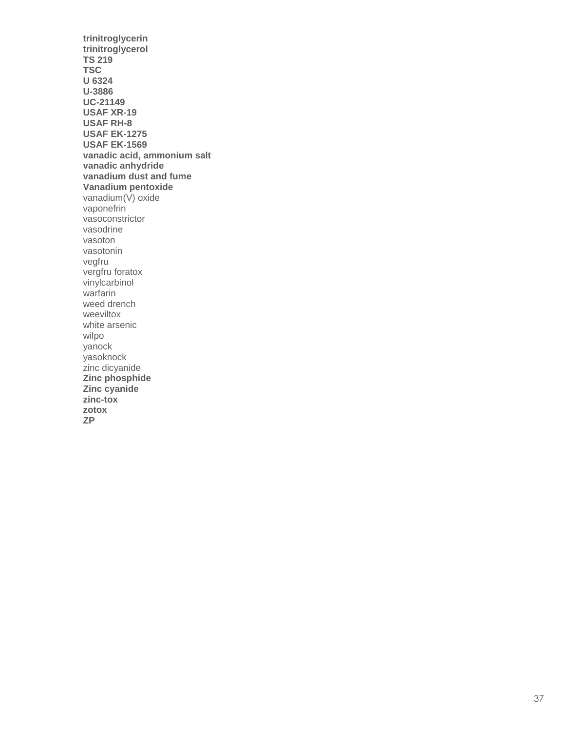**trinitroglycerin**
**trinitroglycerol**
**TS 219**
**TSC**
**U 6324**
**U-3886**
**UC-21149**
**USAF XR-19**
**USAF RH-8**
**USAF EK-1275**
**USAF EK-1569**
**vanadic acid, ammonium salt**
**vanadic anhydride**
**vanadium dust and fume**
**Vanadium pentoxide**
vanadium(V) oxide
vaponefrin
vasoconstrictor
vasodrine
vasoton
vasotonin
vegfru
vergfru foratox
vinylcarbinol
warfarin
weed drench
weeviltox
white arsenic
wilpo
yanock
yasoknock
zinc dicyanide
**Zinc phosphide**
**Zinc cyanide**
**zinc-tox**
**zotox**
**ZP**